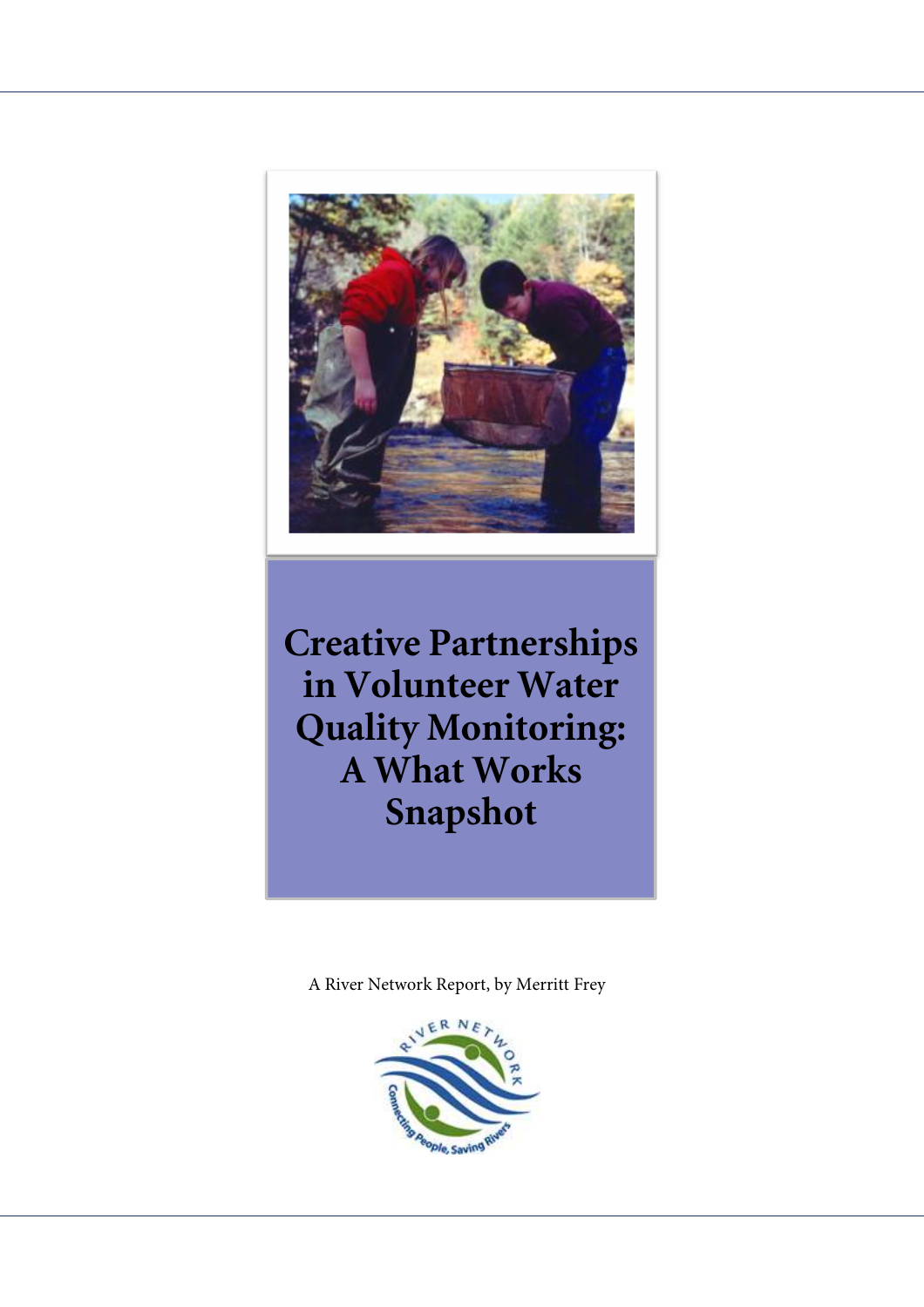# Creative Partnerships in Volunteer Water Quality Monitoring: A What Works Snapshot

A River Network Report, by Merritt Frey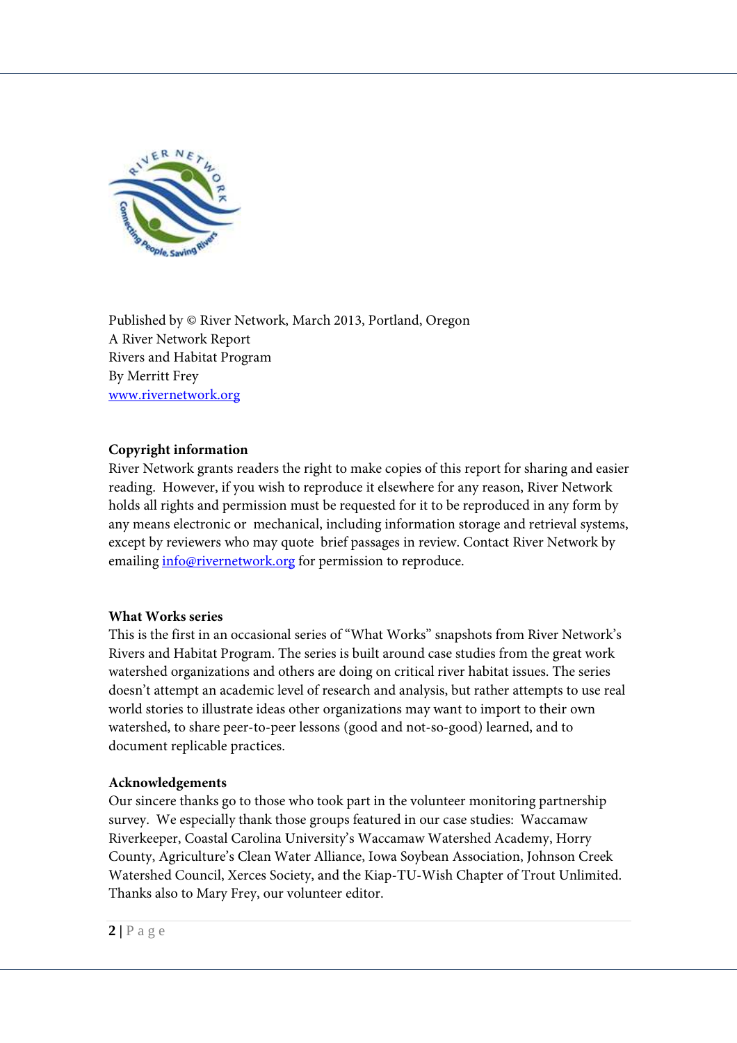Published by © River Network, March 2013, Portland, Oregon
A River Network Report
Rivers and Habitat Program
By Merritt Frey
www.rivernetwork.org

**Copyright information**

River Network grants readers the right to make copies of this report for sharing and easier reading. However, if you wish to reproduce it elsewhere for any reason, River Network holds all rights and permission must be requested for it to be reproduced in any form by any means electronic or mechanical, including information storage and retrieval systems, except by reviewers who may quote brief passages in review. Contact River Network by emailing info@rivernetwork.org for permission to reproduce.

**What Works series**

This is the first in an occasional series of "What Works" snapshots from River Network's Rivers and Habitat Program. The series is built around case studies from the great work watershed organizations and others are doing on critical river habitat issues. The series doesn't attempt an academic level of research and analysis, but rather attempts to use real world stories to illustrate ideas other organizations may want to import to their own watershed, to share peer-to-peer lessons (good and not-so-good) learned, and to document replicable practices.

**Acknowledgements**

Our sincere thanks go to those who took part in the volunteer monitoring partnership survey. We especially thank those groups featured in our case studies: Waccamaw Riverkeeper, Coastal Carolina University's Waccamaw Watershed Academy, Horry County, Agriculture's Clean Water Alliance, Iowa Soybean Association, Johnson Creek Watershed Council, Xerces Society, and the Kiap-TU-Wish Chapter of Trout Unlimited. Thanks also to Mary Frey, our volunteer editor.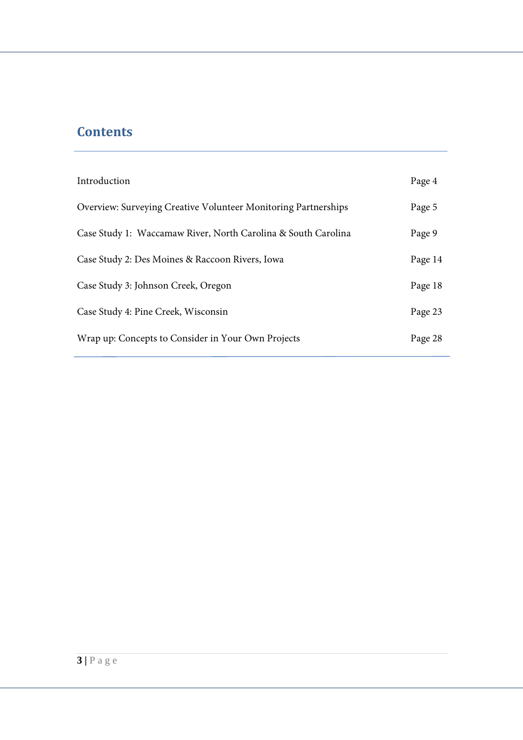## Contents

| | |
|---|---|
| Introduction | Page 4 |
| Overview: Surveying Creative Volunteer Monitoring Partnerships | Page 5 |
| Case Study 1: Waccamaw River, North Carolina & South Carolina | Page 9 |
| Case Study 2: Des Moines & Raccoon Rivers, Iowa | Page 14 |
| Case Study 3: Johnson Creek, Oregon | Page 18 |
| Case Study 4: Pine Creek, Wisconsin | Page 23 |
| Wrap up: Concepts to Consider in Your Own Projects | Page 28 |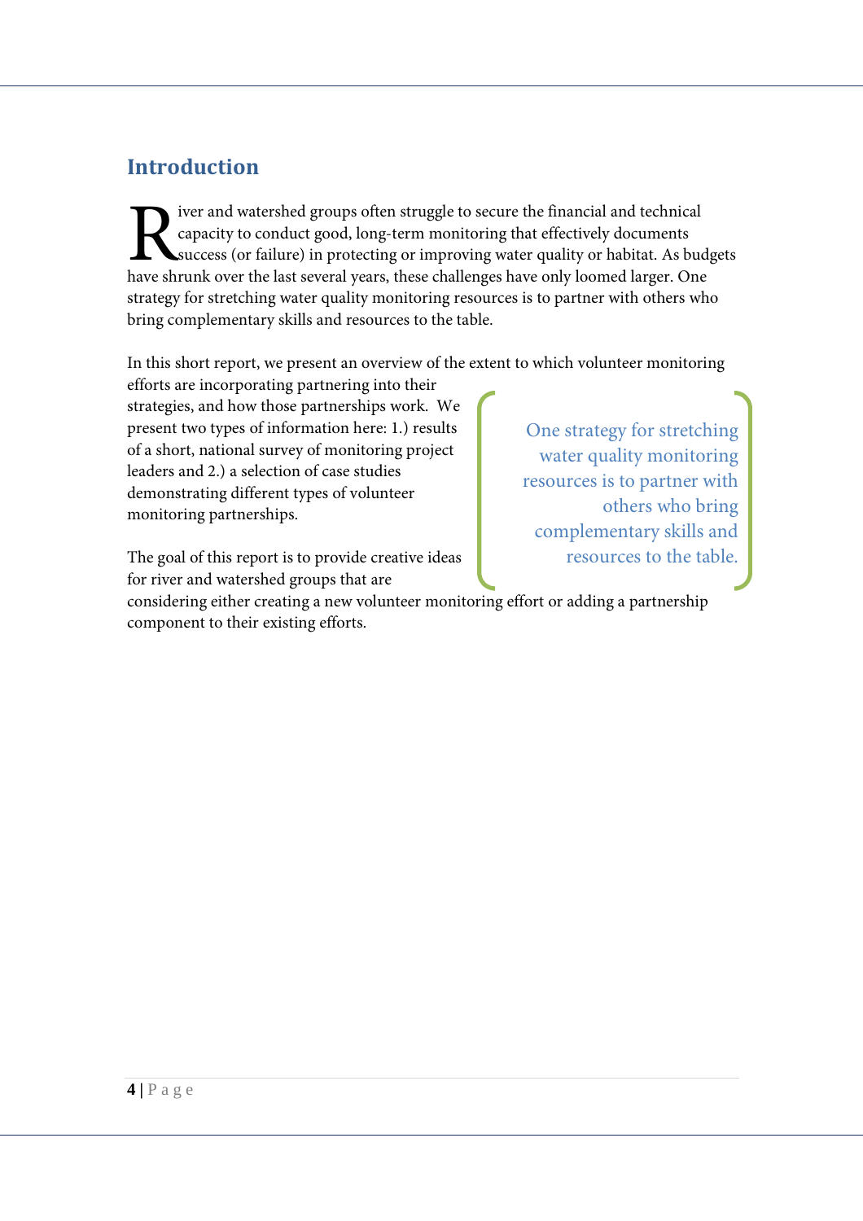## Introduction

River and watershed groups often struggle to secure the financial and technical capacity to conduct good, long-term monitoring that effectively documents success (or failure) in protecting or improving water quality or habitat. As budgets have shrunk over the last several years, these challenges have only loomed larger. One strategy for stretching water quality monitoring resources is to partner with others who bring complementary skills and resources to the table.

In this short report, we present an overview of the extent to which volunteer monitoring efforts are incorporating partnering into their strategies, and how those partnerships work. We present two types of information here: 1.) results of a short, national survey of monitoring project leaders and 2.) a selection of case studies demonstrating different types of volunteer monitoring partnerships.

> One strategy for stretching water quality monitoring resources is to partner with others who bring complementary skills and resources to the table.

The goal of this report is to provide creative ideas for river and watershed groups that are considering either creating a new volunteer monitoring effort or adding a partnership component to their existing efforts.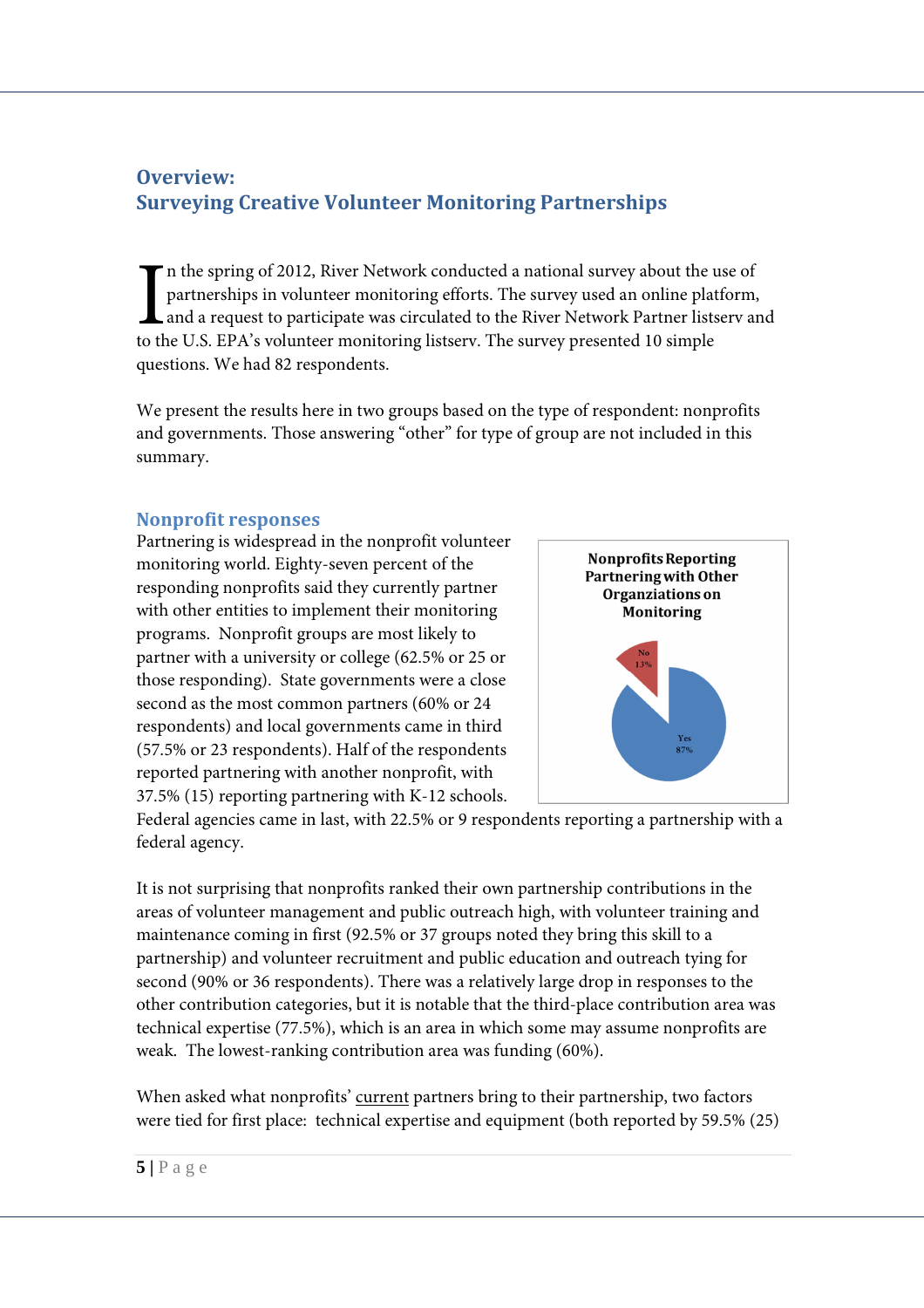## Overview:
## Surveying Creative Volunteer Monitoring Partnerships

In the spring of 2012, River Network conducted a national survey about the use of partnerships in volunteer monitoring efforts. The survey used an online platform, and a request to participate was circulated to the River Network Partner listserv and to the U.S. EPA's volunteer monitoring listserv. The survey presented 10 simple questions. We had 82 respondents.

We present the results here in two groups based on the type of respondent: nonprofits and governments. Those answering "other" for type of group are not included in this summary.

### Nonprofit responses

Partnering is widespread in the nonprofit volunteer monitoring world. Eighty-seven percent of the responding nonprofits said they currently partner with other entities to implement their monitoring programs. Nonprofit groups are most likely to partner with a university or college (62.5% or 25 or those responding). State governments were a close second as the most common partners (60% or 24 respondents) and local governments came in third (57.5% or 23 respondents). Half of the respondents reported partnering with another nonprofit, with 37.5% (15) reporting partnering with K-12 schools. Federal agencies came in last, with 22.5% or 9 respondents reporting a partnership with a federal agency.

**Nonprofits Reporting Partnering with Other Organziations on Monitoring**

No 13%

Yes 87%

It is not surprising that nonprofits ranked their own partnership contributions in the areas of volunteer management and public outreach high, with volunteer training and maintenance coming in first (92.5% or 37 groups noted they bring this skill to a partnership) and volunteer recruitment and public education and outreach tying for second (90% or 36 respondents). There was a relatively large drop in responses to the other contribution categories, but it is notable that the third-place contribution area was technical expertise (77.5%), which is an area in which some may assume nonprofits are weak. The lowest-ranking contribution area was funding (60%).

When asked what nonprofits' current partners bring to their partnership, two factors were tied for first place: technical expertise and equipment (both reported by 59.5% (25)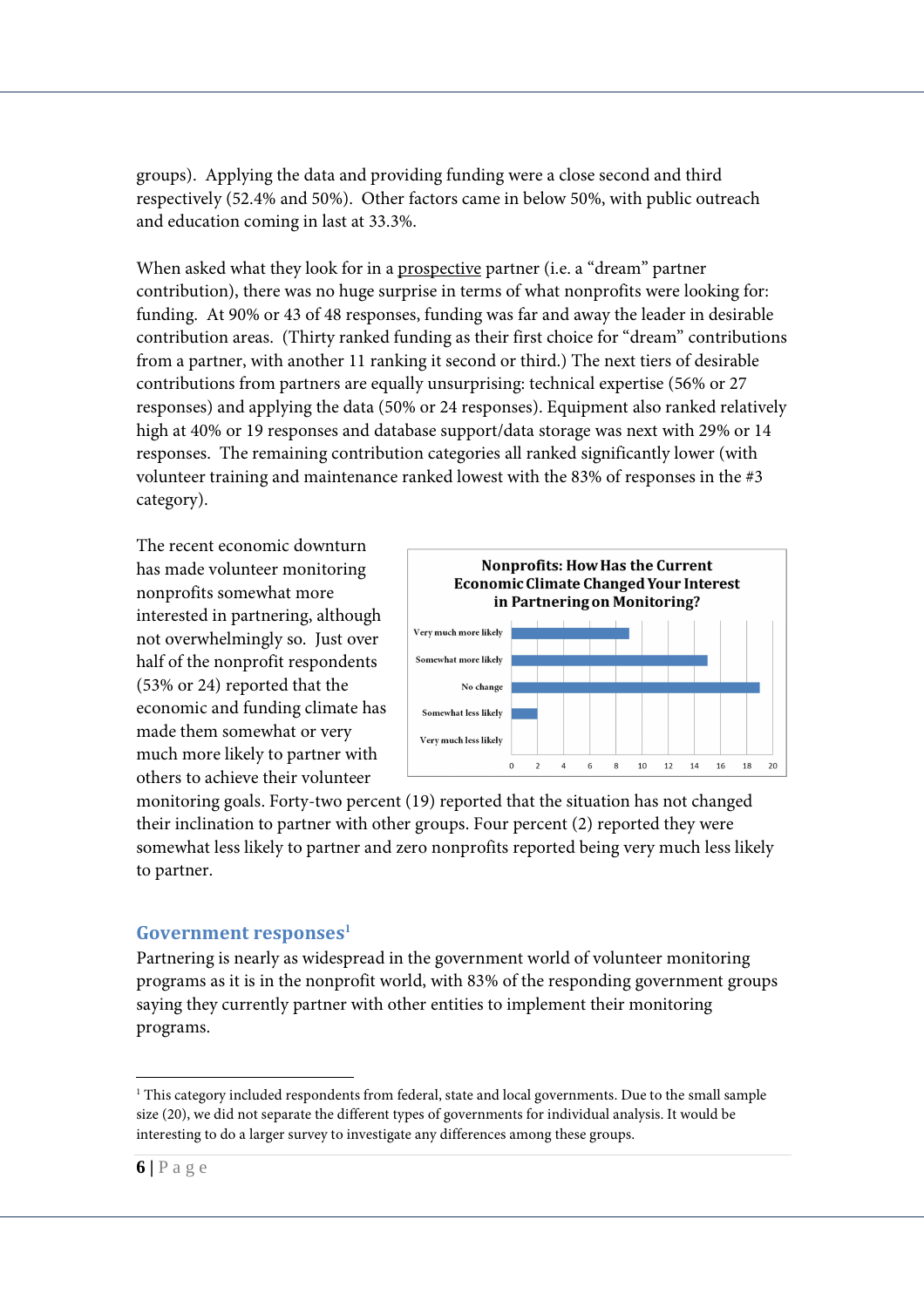groups). Applying the data and providing funding were a close second and third respectively (52.4% and 50%). Other factors came in below 50%, with public outreach and education coming in last at 33.3%.

When asked what they look for in a prospective partner (i.e. a "dream" partner contribution), there was no huge surprise in terms of what nonprofits were looking for: funding. At 90% or 43 of 48 responses, funding was far and away the leader in desirable contribution areas. (Thirty ranked funding as their first choice for "dream" contributions from a partner, with another 11 ranking it second or third.) The next tiers of desirable contributions from partners are equally unsurprising: technical expertise (56% or 27 responses) and applying the data (50% or 24 responses). Equipment also ranked relatively high at 40% or 19 responses and database support/data storage was next with 29% or 14 responses. The remaining contribution categories all ranked significantly lower (with volunteer training and maintenance ranked lowest with the 83% of responses in the #3 category).

The recent economic downturn has made volunteer monitoring nonprofits somewhat more interested in partnering, although not overwhelmingly so. Just over half of the nonprofit respondents (53% or 24) reported that the economic and funding climate has made them somewhat or very much more likely to partner with others to achieve their volunteer monitoring goals. Forty-two percent (19) reported that the situation has not changed their inclination to partner with other groups. Four percent (2) reported they were somewhat less likely to partner and zero nonprofits reported being very much less likely to partner.

**Nonprofits: How Has the Current Economic Climate Changed Your Interest in Partnering on Monitoring?**

| Response | Count |
|---|---|
| Very much more likely | 9 |
| Somewhat more likely | 15 |
| No change | 19 |
| Somewhat less likely | 2 |
| Very much less likely | 0 |

## Government responses[1]

Partnering is nearly as widespread in the government world of volunteer monitoring programs as it is in the nonprofit world, with 83% of the responding government groups saying they currently partner with other entities to implement their monitoring programs.

[1] This category included respondents from federal, state and local governments. Due to the small sample size (20), we did not separate the different types of governments for individual analysis. It would be interesting to do a larger survey to investigate any differences among these groups.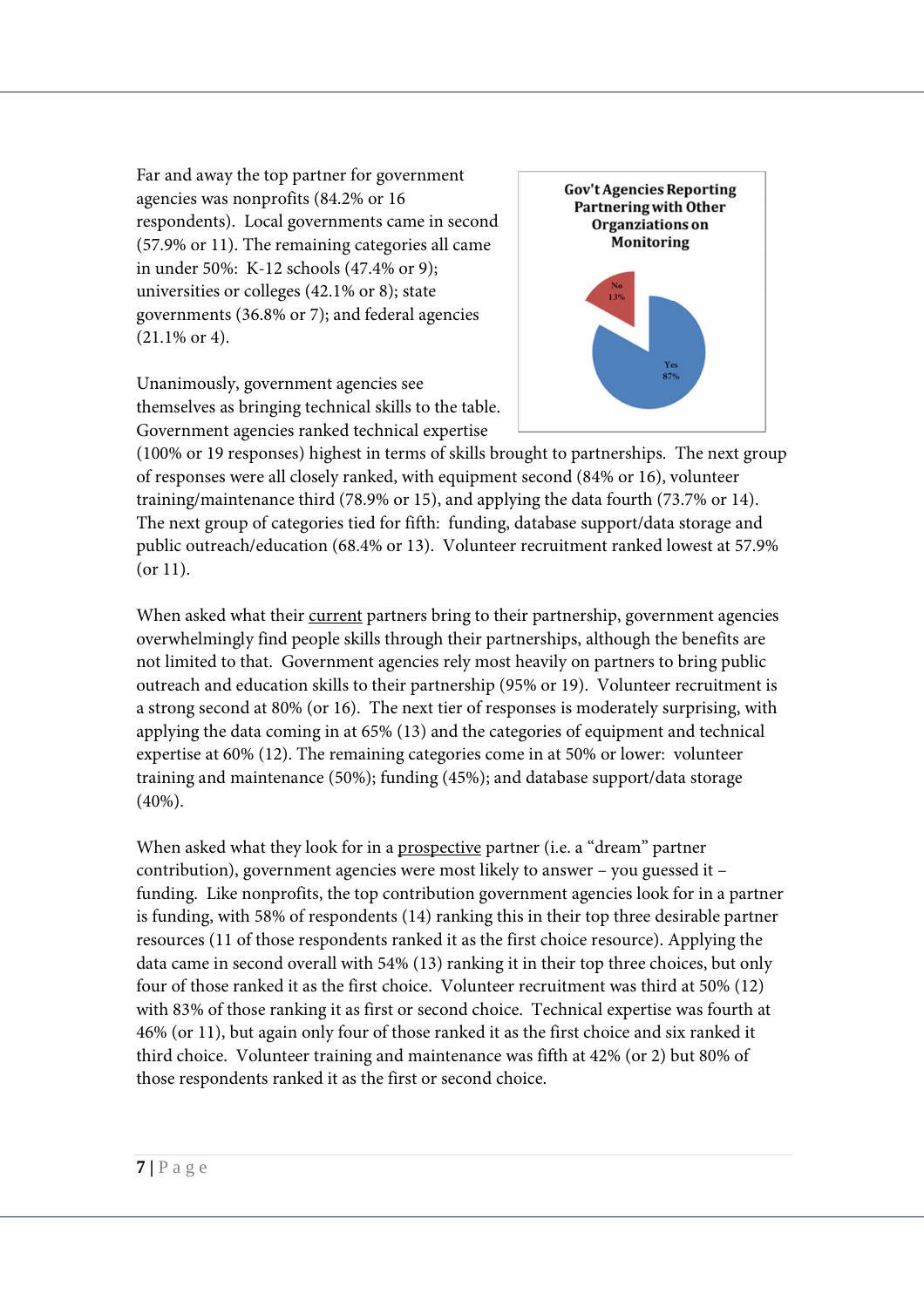Far and away the top partner for government agencies was nonprofits (84.2% or 16 respondents). Local governments came in second (57.9% or 11). The remaining categories all came in under 50%: K-12 schools (47.4% or 9); universities or colleges (42.1% or 8); state governments (36.8% or 7); and federal agencies (21.1% or 4).

Unanimously, government agencies see themselves as bringing technical skills to the table. Government agencies ranked technical expertise (100% or 19 responses) highest in terms of skills brought to partnerships. The next group of responses were all closely ranked, with equipment second (84% or 16), volunteer training/maintenance third (78.9% or 15), and applying the data fourth (73.7% or 14). The next group of categories tied for fifth: funding, database support/data storage and public outreach/education (68.4% or 13). Volunteer recruitment ranked lowest at 57.9% (or 11).

When asked what their <u>current</u> partners bring to their partnership, government agencies overwhelmingly find people skills through their partnerships, although the benefits are not limited to that. Government agencies rely most heavily on partners to bring public outreach and education skills to their partnership (95% or 19). Volunteer recruitment is a strong second at 80% (or 16). The next tier of responses is moderately surprising, with applying the data coming in at 65% (13) and the categories of equipment and technical expertise at 60% (12). The remaining categories come in at 50% or lower: volunteer training and maintenance (50%); funding (45%); and database support/data storage (40%).

When asked what they look for in a <u>prospective</u> partner (i.e. a "dream" partner contribution), government agencies were most likely to answer – you guessed it – funding. Like nonprofits, the top contribution government agencies look for in a partner is funding, with 58% of respondents (14) ranking this in their top three desirable partner resources (11 of those respondents ranked it as the first choice resource). Applying the data came in second overall with 54% (13) ranking it in their top three choices, but only four of those ranked it as the first choice. Volunteer recruitment was third at 50% (12) with 83% of those ranking it as first or second choice. Technical expertise was fourth at 46% (or 11), but again only four of those ranked it as the first choice and six ranked it third choice. Volunteer training and maintenance was fifth at 42% (or 2) but 80% of those respondents ranked it as the first or second choice.

**Gov't Agencies Reporting Partnering with Other Organziations on Monitoring**

No 13%

Yes 87%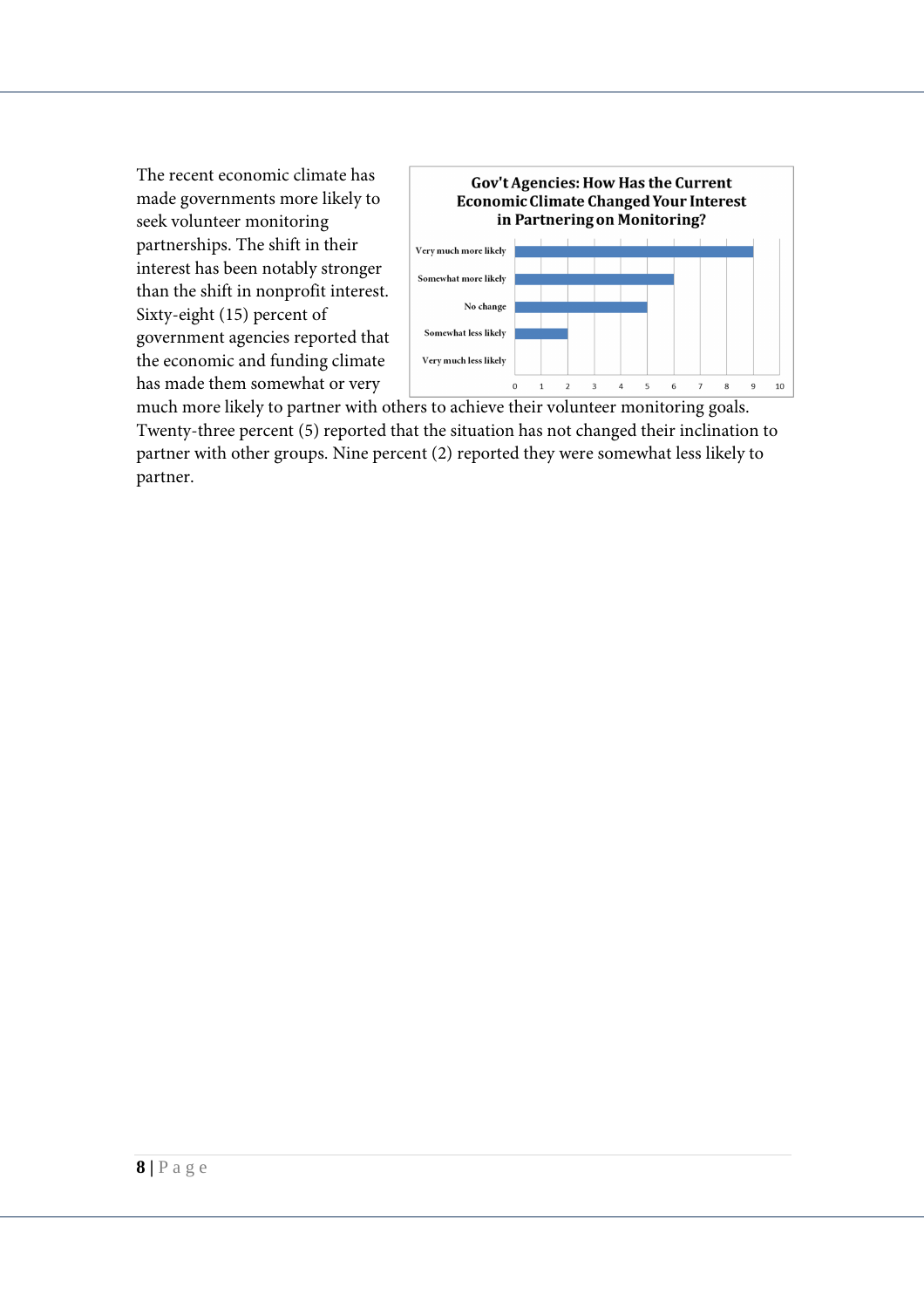The recent economic climate has made governments more likely to seek volunteer monitoring partnerships. The shift in their interest has been notably stronger than the shift in nonprofit interest. Sixty-eight (15) percent of government agencies reported that the economic and funding climate has made them somewhat or very much more likely to partner with others to achieve their volunteer monitoring goals. Twenty-three percent (5) reported that the situation has not changed their inclination to partner with other groups. Nine percent (2) reported they were somewhat less likely to partner.

**Gov't Agencies: How Has the Current Economic Climate Changed Your Interest in Partnering on Monitoring?**

| Response | Count |
| --- | --- |
| Very much more likely | 9 |
| Somewhat more likely | 6 |
| No change | 5 |
| Somewhat less likely | 2 |
| Very much less likely | 0 |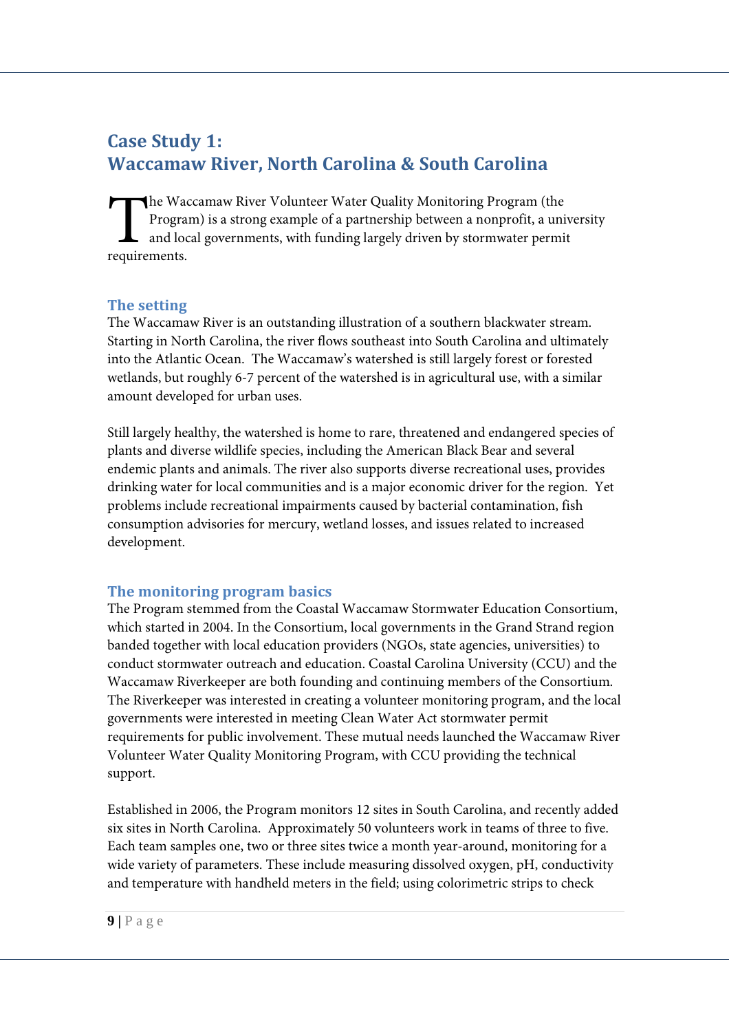## Case Study 1: Waccamaw River, North Carolina & South Carolina

The Waccamaw River Volunteer Water Quality Monitoring Program (the Program) is a strong example of a partnership between a nonprofit, a university and local governments, with funding largely driven by stormwater permit requirements.

### The setting

The Waccamaw River is an outstanding illustration of a southern blackwater stream. Starting in North Carolina, the river flows southeast into South Carolina and ultimately into the Atlantic Ocean. The Waccamaw's watershed is still largely forest or forested wetlands, but roughly 6-7 percent of the watershed is in agricultural use, with a similar amount developed for urban uses.

Still largely healthy, the watershed is home to rare, threatened and endangered species of plants and diverse wildlife species, including the American Black Bear and several endemic plants and animals. The river also supports diverse recreational uses, provides drinking water for local communities and is a major economic driver for the region. Yet problems include recreational impairments caused by bacterial contamination, fish consumption advisories for mercury, wetland losses, and issues related to increased development.

### The monitoring program basics

The Program stemmed from the Coastal Waccamaw Stormwater Education Consortium, which started in 2004. In the Consortium, local governments in the Grand Strand region banded together with local education providers (NGOs, state agencies, universities) to conduct stormwater outreach and education. Coastal Carolina University (CCU) and the Waccamaw Riverkeeper are both founding and continuing members of the Consortium. The Riverkeeper was interested in creating a volunteer monitoring program, and the local governments were interested in meeting Clean Water Act stormwater permit requirements for public involvement. These mutual needs launched the Waccamaw River Volunteer Water Quality Monitoring Program, with CCU providing the technical support.

Established in 2006, the Program monitors 12 sites in South Carolina, and recently added six sites in North Carolina. Approximately 50 volunteers work in teams of three to five. Each team samples one, two or three sites twice a month year-around, monitoring for a wide variety of parameters. These include measuring dissolved oxygen, pH, conductivity and temperature with handheld meters in the field; using colorimetric strips to check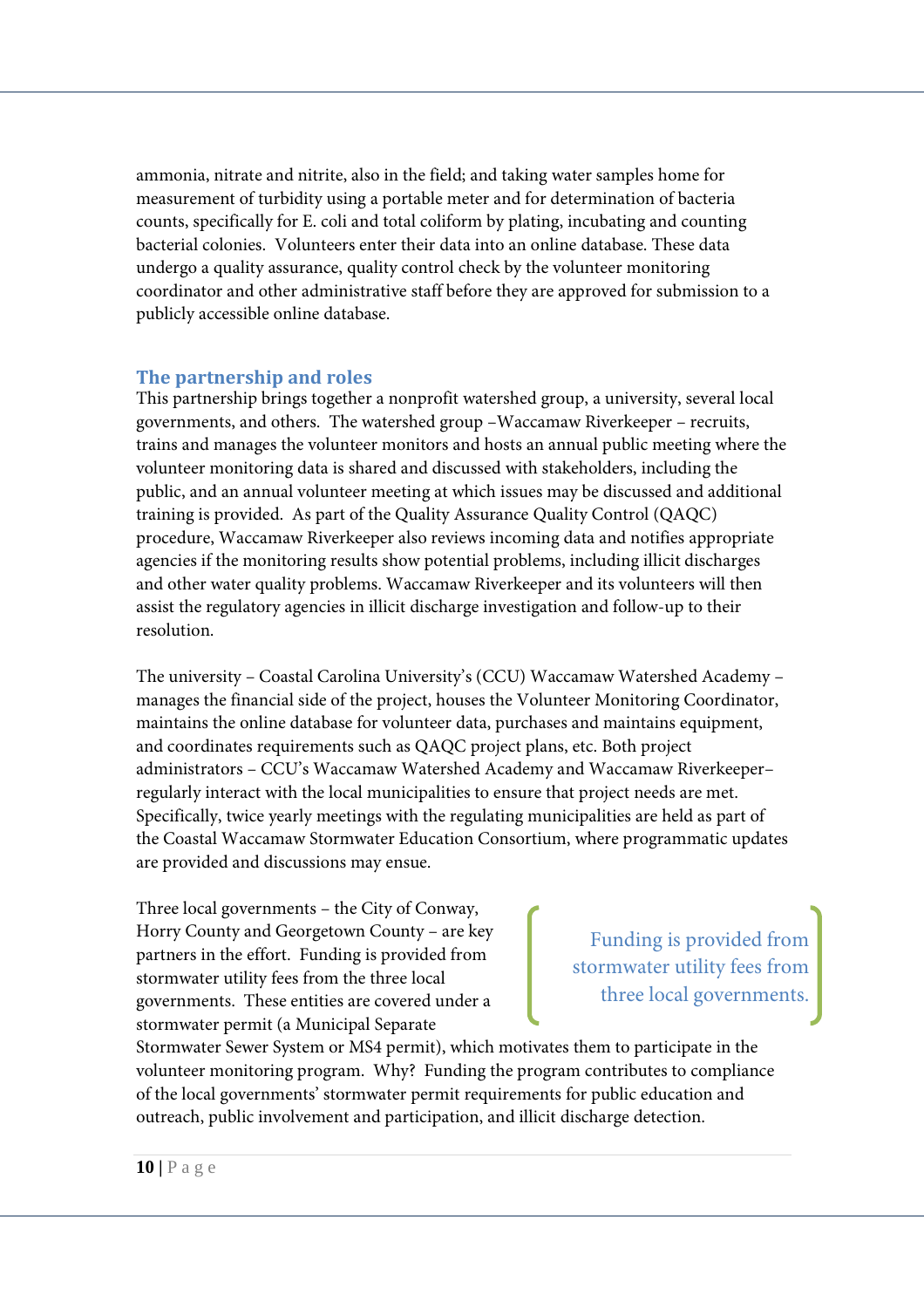ammonia, nitrate and nitrite, also in the field; and taking water samples home for measurement of turbidity using a portable meter and for determination of bacteria counts, specifically for E. coli and total coliform by plating, incubating and counting bacterial colonies. Volunteers enter their data into an online database. These data undergo a quality assurance, quality control check by the volunteer monitoring coordinator and other administrative staff before they are approved for submission to a publicly accessible online database.

## The partnership and roles

This partnership brings together a nonprofit watershed group, a university, several local governments, and others. The watershed group –Waccamaw Riverkeeper – recruits, trains and manages the volunteer monitors and hosts an annual public meeting where the volunteer monitoring data is shared and discussed with stakeholders, including the public, and an annual volunteer meeting at which issues may be discussed and additional training is provided. As part of the Quality Assurance Quality Control (QAQC) procedure, Waccamaw Riverkeeper also reviews incoming data and notifies appropriate agencies if the monitoring results show potential problems, including illicit discharges and other water quality problems. Waccamaw Riverkeeper and its volunteers will then assist the regulatory agencies in illicit discharge investigation and follow-up to their resolution.

The university – Coastal Carolina University's (CCU) Waccamaw Watershed Academy – manages the financial side of the project, houses the Volunteer Monitoring Coordinator, maintains the online database for volunteer data, purchases and maintains equipment, and coordinates requirements such as QAQC project plans, etc. Both project administrators – CCU's Waccamaw Watershed Academy and Waccamaw Riverkeeper– regularly interact with the local municipalities to ensure that project needs are met. Specifically, twice yearly meetings with the regulating municipalities are held as part of the Coastal Waccamaw Stormwater Education Consortium, where programmatic updates are provided and discussions may ensue.

> Funding is provided from stormwater utility fees from three local governments.

Three local governments – the City of Conway, Horry County and Georgetown County – are key partners in the effort. Funding is provided from stormwater utility fees from the three local governments. These entities are covered under a stormwater permit (a Municipal Separate Stormwater Sewer System or MS4 permit), which motivates them to participate in the volunteer monitoring program. Why? Funding the program contributes to compliance of the local governments' stormwater permit requirements for public education and outreach, public involvement and participation, and illicit discharge detection.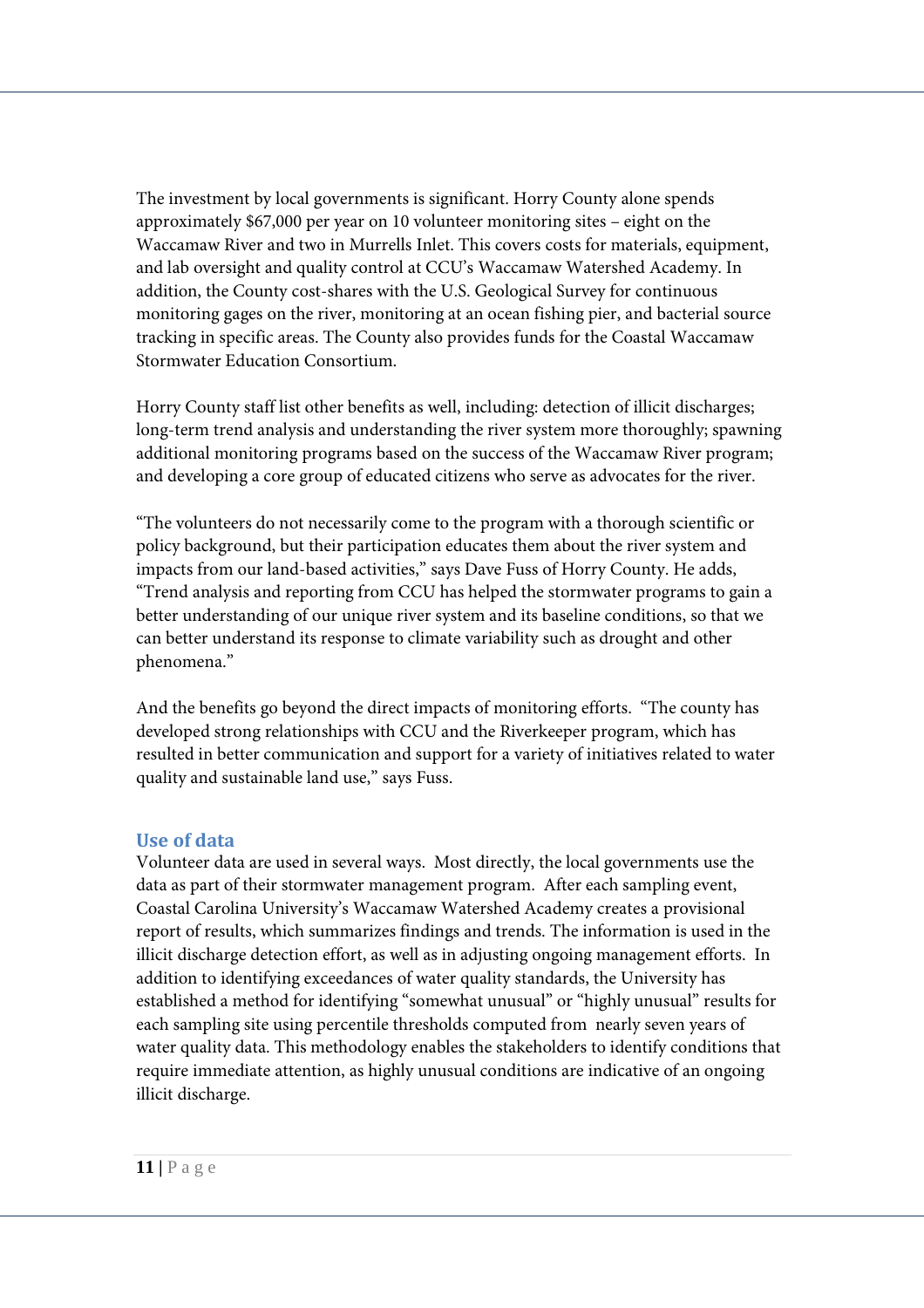The investment by local governments is significant. Horry County alone spends approximately $67,000 per year on 10 volunteer monitoring sites – eight on the Waccamaw River and two in Murrells Inlet. This covers costs for materials, equipment, and lab oversight and quality control at CCU's Waccamaw Watershed Academy. In addition, the County cost-shares with the U.S. Geological Survey for continuous monitoring gages on the river, monitoring at an ocean fishing pier, and bacterial source tracking in specific areas. The County also provides funds for the Coastal Waccamaw Stormwater Education Consortium.

Horry County staff list other benefits as well, including: detection of illicit discharges; long-term trend analysis and understanding the river system more thoroughly; spawning additional monitoring programs based on the success of the Waccamaw River program; and developing a core group of educated citizens who serve as advocates for the river.

"The volunteers do not necessarily come to the program with a thorough scientific or policy background, but their participation educates them about the river system and impacts from our land-based activities," says Dave Fuss of Horry County. He adds, "Trend analysis and reporting from CCU has helped the stormwater programs to gain a better understanding of our unique river system and its baseline conditions, so that we can better understand its response to climate variability such as drought and other phenomena."

And the benefits go beyond the direct impacts of monitoring efforts. "The county has developed strong relationships with CCU and the Riverkeeper program, which has resulted in better communication and support for a variety of initiatives related to water quality and sustainable land use," says Fuss.

## Use of data

Volunteer data are used in several ways. Most directly, the local governments use the data as part of their stormwater management program. After each sampling event, Coastal Carolina University's Waccamaw Watershed Academy creates a provisional report of results, which summarizes findings and trends. The information is used in the illicit discharge detection effort, as well as in adjusting ongoing management efforts. In addition to identifying exceedances of water quality standards, the University has established a method for identifying "somewhat unusual" or "highly unusual" results for each sampling site using percentile thresholds computed from nearly seven years of water quality data. This methodology enables the stakeholders to identify conditions that require immediate attention, as highly unusual conditions are indicative of an ongoing illicit discharge.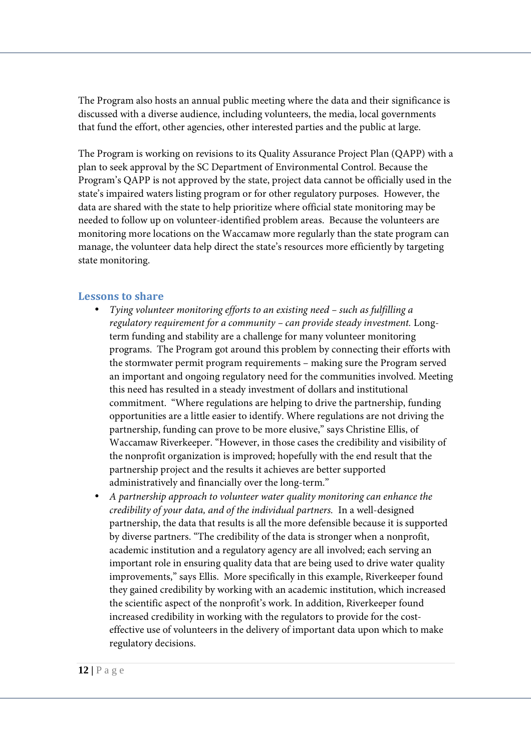The Program also hosts an annual public meeting where the data and their significance is discussed with a diverse audience, including volunteers, the media, local governments that fund the effort, other agencies, other interested parties and the public at large.

The Program is working on revisions to its Quality Assurance Project Plan (QAPP) with a plan to seek approval by the SC Department of Environmental Control. Because the Program's QAPP is not approved by the state, project data cannot be officially used in the state's impaired waters listing program or for other regulatory purposes. However, the data are shared with the state to help prioritize where official state monitoring may be needed to follow up on volunteer-identified problem areas. Because the volunteers are monitoring more locations on the Waccamaw more regularly than the state program can manage, the volunteer data help direct the state's resources more efficiently by targeting state monitoring.

## Lessons to share

- *Tying volunteer monitoring efforts to an existing need – such as fulfilling a regulatory requirement for a community – can provide steady investment.* Long-term funding and stability are a challenge for many volunteer monitoring programs. The Program got around this problem by connecting their efforts with the stormwater permit program requirements – making sure the Program served an important and ongoing regulatory need for the communities involved. Meeting this need has resulted in a steady investment of dollars and institutional commitment. "Where regulations are helping to drive the partnership, funding opportunities are a little easier to identify. Where regulations are not driving the partnership, funding can prove to be more elusive," says Christine Ellis, of Waccamaw Riverkeeper. "However, in those cases the credibility and visibility of the nonprofit organization is improved; hopefully with the end result that the partnership project and the results it achieves are better supported administratively and financially over the long-term."
- *A partnership approach to volunteer water quality monitoring can enhance the credibility of your data, and of the individual partners.* In a well-designed partnership, the data that results is all the more defensible because it is supported by diverse partners. "The credibility of the data is stronger when a nonprofit, academic institution and a regulatory agency are all involved; each serving an important role in ensuring quality data that are being used to drive water quality improvements," says Ellis. More specifically in this example, Riverkeeper found they gained credibility by working with an academic institution, which increased the scientific aspect of the nonprofit's work. In addition, Riverkeeper found increased credibility in working with the regulators to provide for the cost-effective use of volunteers in the delivery of important data upon which to make regulatory decisions.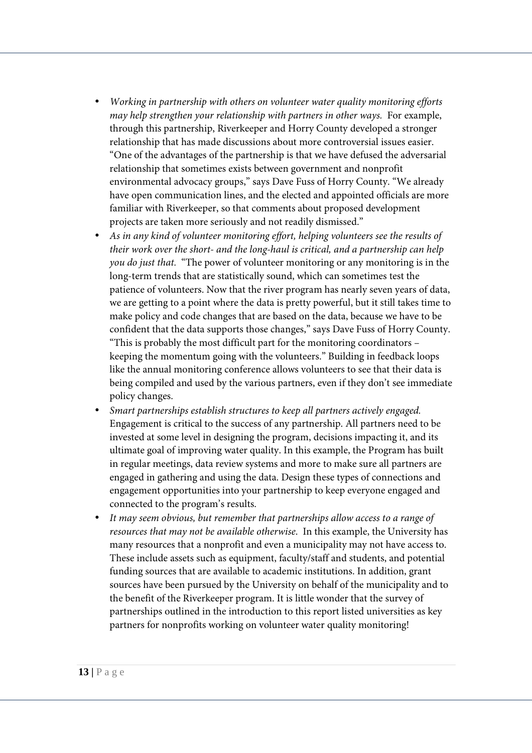- *Working in partnership with others on volunteer water quality monitoring efforts may help strengthen your relationship with partners in other ways.* For example, through this partnership, Riverkeeper and Horry County developed a stronger relationship that has made discussions about more controversial issues easier. "One of the advantages of the partnership is that we have defused the adversarial relationship that sometimes exists between government and nonprofit environmental advocacy groups," says Dave Fuss of Horry County. "We already have open communication lines, and the elected and appointed officials are more familiar with Riverkeeper, so that comments about proposed development projects are taken more seriously and not readily dismissed."
- *As in any kind of volunteer monitoring effort, helping volunteers see the results of their work over the short- and the long-haul is critical, and a partnership can help you do just that.* "The power of volunteer monitoring or any monitoring is in the long-term trends that are statistically sound, which can sometimes test the patience of volunteers. Now that the river program has nearly seven years of data, we are getting to a point where the data is pretty powerful, but it still takes time to make policy and code changes that are based on the data, because we have to be confident that the data supports those changes," says Dave Fuss of Horry County. "This is probably the most difficult part for the monitoring coordinators – keeping the momentum going with the volunteers." Building in feedback loops like the annual monitoring conference allows volunteers to see that their data is being compiled and used by the various partners, even if they don't see immediate policy changes.
- *Smart partnerships establish structures to keep all partners actively engaged.* Engagement is critical to the success of any partnership. All partners need to be invested at some level in designing the program, decisions impacting it, and its ultimate goal of improving water quality. In this example, the Program has built in regular meetings, data review systems and more to make sure all partners are engaged in gathering and using the data. Design these types of connections and engagement opportunities into your partnership to keep everyone engaged and connected to the program's results.
- *It may seem obvious, but remember that partnerships allow access to a range of resources that may not be available otherwise.* In this example, the University has many resources that a nonprofit and even a municipality may not have access to. These include assets such as equipment, faculty/staff and students, and potential funding sources that are available to academic institutions. In addition, grant sources have been pursued by the University on behalf of the municipality and to the benefit of the Riverkeeper program. It is little wonder that the survey of partnerships outlined in the introduction to this report listed universities as key partners for nonprofits working on volunteer water quality monitoring!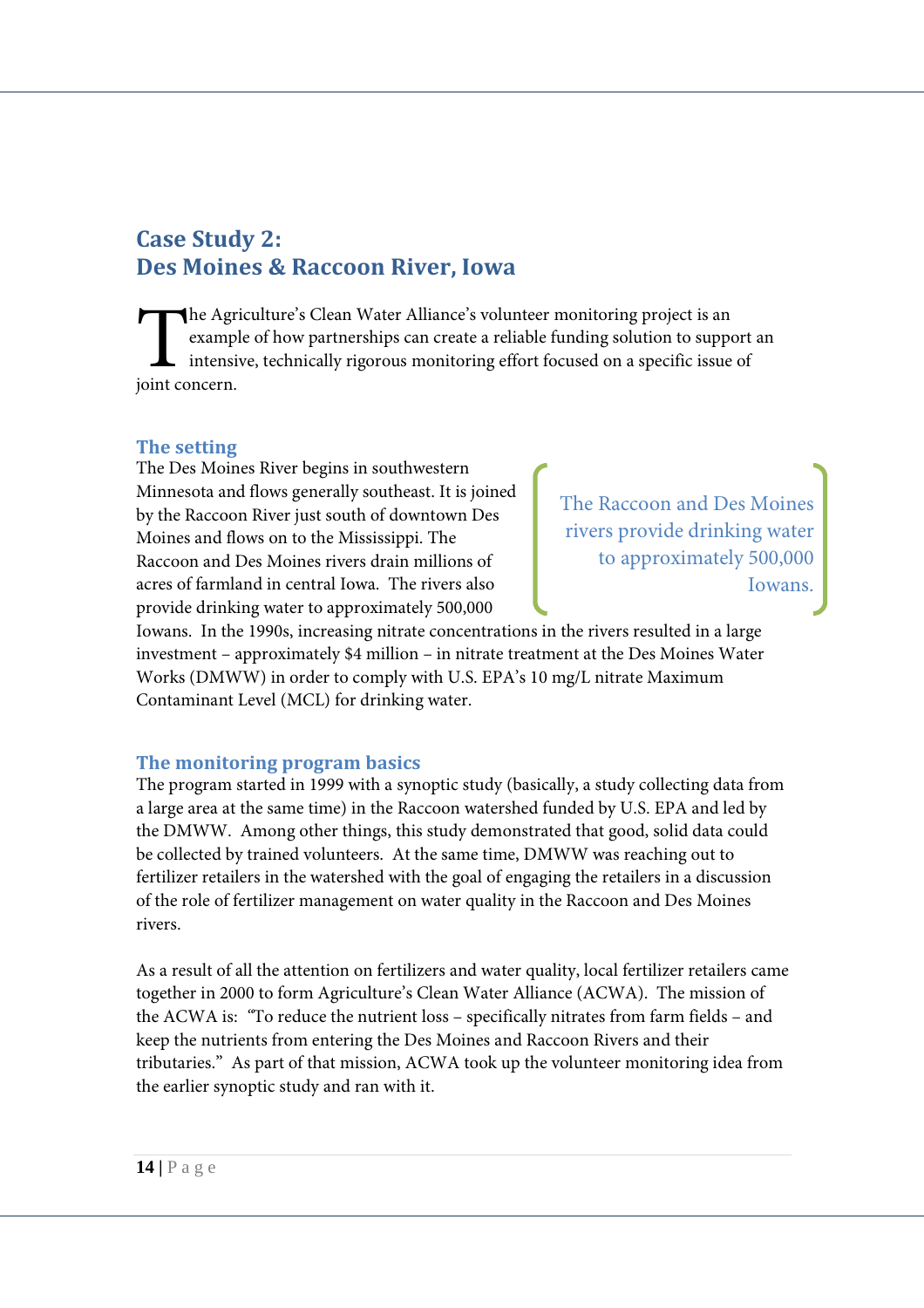## Case Study 2:
## Des Moines & Raccoon River, Iowa

The Agriculture's Clean Water Alliance's volunteer monitoring project is an example of how partnerships can create a reliable funding solution to support an intensive, technically rigorous monitoring effort focused on a specific issue of joint concern.

### The setting

The Des Moines River begins in southwestern Minnesota and flows generally southeast. It is joined by the Raccoon River just south of downtown Des Moines and flows on to the Mississippi. The Raccoon and Des Moines rivers drain millions of acres of farmland in central Iowa. The rivers also provide drinking water to approximately 500,000 Iowans. In the 1990s, increasing nitrate concentrations in the rivers resulted in a large investment – approximately $4 million – in nitrate treatment at the Des Moines Water Works (DMWW) in order to comply with U.S. EPA's 10 mg/L nitrate Maximum Contaminant Level (MCL) for drinking water.

> The Raccoon and Des Moines rivers provide drinking water to approximately 500,000 Iowans.

### The monitoring program basics

The program started in 1999 with a synoptic study (basically, a study collecting data from a large area at the same time) in the Raccoon watershed funded by U.S. EPA and led by the DMWW. Among other things, this study demonstrated that good, solid data could be collected by trained volunteers. At the same time, DMWW was reaching out to fertilizer retailers in the watershed with the goal of engaging the retailers in a discussion of the role of fertilizer management on water quality in the Raccoon and Des Moines rivers.

As a result of all the attention on fertilizers and water quality, local fertilizer retailers came together in 2000 to form Agriculture's Clean Water Alliance (ACWA). The mission of the ACWA is: "To reduce the nutrient loss – specifically nitrates from farm fields – and keep the nutrients from entering the Des Moines and Raccoon Rivers and their tributaries." As part of that mission, ACWA took up the volunteer monitoring idea from the earlier synoptic study and ran with it.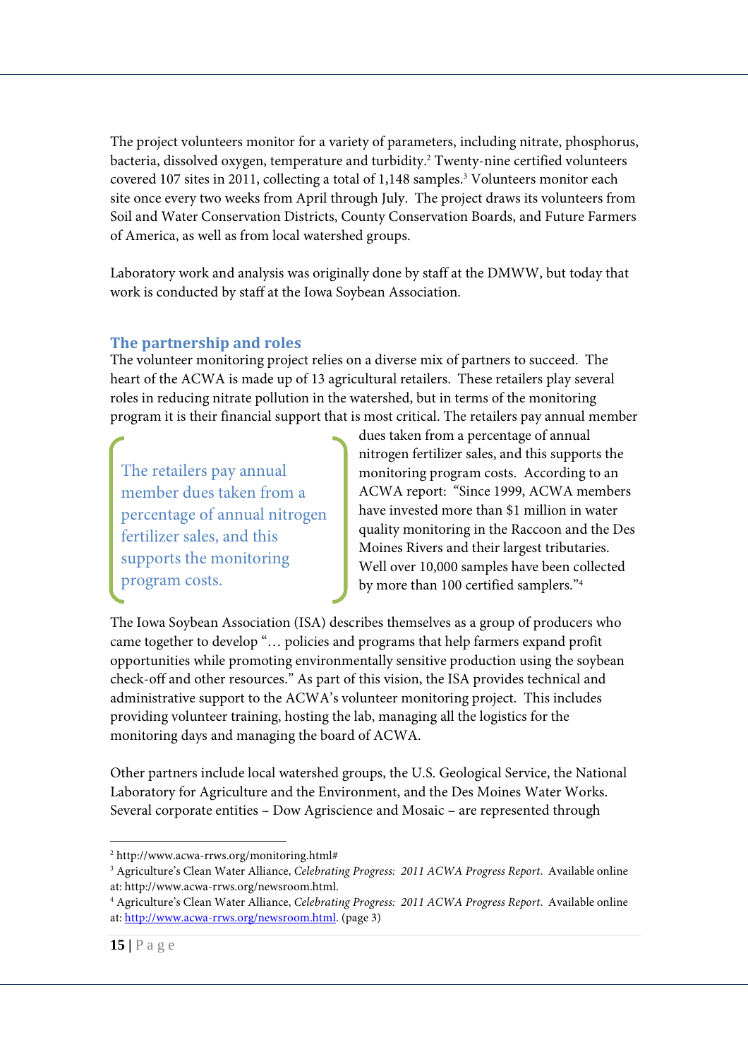The project volunteers monitor for a variety of parameters, including nitrate, phosphorus, bacteria, dissolved oxygen, temperature and turbidity.[2] Twenty-nine certified volunteers covered 107 sites in 2011, collecting a total of 1,148 samples.[3] Volunteers monitor each site once every two weeks from April through July. The project draws its volunteers from Soil and Water Conservation Districts, County Conservation Boards, and Future Farmers of America, as well as from local watershed groups.

Laboratory work and analysis was originally done by staff at the DMWW, but today that work is conducted by staff at the Iowa Soybean Association.

## The partnership and roles

The volunteer monitoring project relies on a diverse mix of partners to succeed. The heart of the ACWA is made up of 13 agricultural retailers. These retailers play several roles in reducing nitrate pollution in the watershed, but in terms of the monitoring program it is their financial support that is most critical. The retailers pay annual member dues taken from a percentage of annual nitrogen fertilizer sales, and this supports the monitoring program costs. According to an ACWA report: "Since 1999, ACWA members have invested more than $1 million in water quality monitoring in the Raccoon and the Des Moines Rivers and their largest tributaries. Well over 10,000 samples have been collected by more than 100 certified samplers."[4]

> The retailers pay annual member dues taken from a percentage of annual nitrogen fertilizer sales, and this supports the monitoring program costs.

The Iowa Soybean Association (ISA) describes themselves as a group of producers who came together to develop "… policies and programs that help farmers expand profit opportunities while promoting environmentally sensitive production using the soybean check-off and other resources." As part of this vision, the ISA provides technical and administrative support to the ACWA's volunteer monitoring project. This includes providing volunteer training, hosting the lab, managing all the logistics for the monitoring days and managing the board of ACWA.

Other partners include local watershed groups, the U.S. Geological Service, the National Laboratory for Agriculture and the Environment, and the Des Moines Water Works. Several corporate entities – Dow Agriscience and Mosaic – are represented through

---

[2] http://www.acwa-rrws.org/monitoring.html#

[3] Agriculture's Clean Water Alliance, *Celebrating Progress: 2011 ACWA Progress Report*. Available online at: http://www.acwa-rrws.org/newsroom.html.

[4] Agriculture's Clean Water Alliance, *Celebrating Progress: 2011 ACWA Progress Report*. Available online at: http://www.acwa-rrws.org/newsroom.html. (page 3)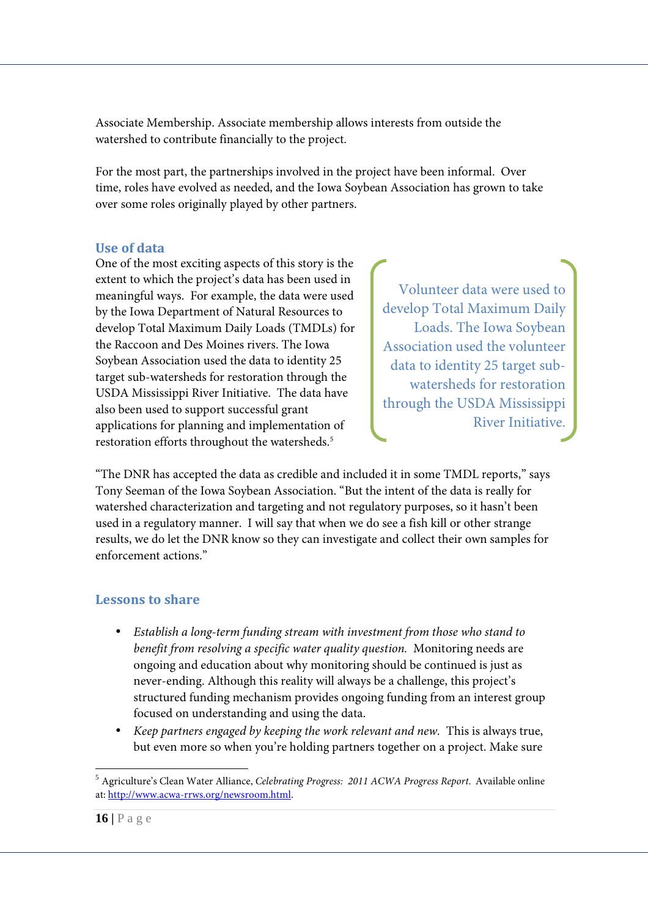Associate Membership. Associate membership allows interests from outside the watershed to contribute financially to the project.

For the most part, the partnerships involved in the project have been informal. Over time, roles have evolved as needed, and the Iowa Soybean Association has grown to take over some roles originally played by other partners.

### Use of data

One of the most exciting aspects of this story is the extent to which the project's data has been used in meaningful ways. For example, the data were used by the Iowa Department of Natural Resources to develop Total Maximum Daily Loads (TMDLs) for the Raccoon and Des Moines rivers. The Iowa Soybean Association used the data to identity 25 target sub-watersheds for restoration through the USDA Mississippi River Initiative. The data have also been used to support successful grant applications for planning and implementation of restoration efforts throughout the watersheds.[5]

> Volunteer data were used to develop Total Maximum Daily Loads. The Iowa Soybean Association used the volunteer data to identity 25 target sub-watersheds for restoration through the USDA Mississippi River Initiative.

"The DNR has accepted the data as credible and included it in some TMDL reports," says Tony Seeman of the Iowa Soybean Association. "But the intent of the data is really for watershed characterization and targeting and not regulatory purposes, so it hasn't been used in a regulatory manner. I will say that when we do see a fish kill or other strange results, we do let the DNR know so they can investigate and collect their own samples for enforcement actions."

### Lessons to share

- *Establish a long-term funding stream with investment from those who stand to benefit from resolving a specific water quality question.* Monitoring needs are ongoing and education about why monitoring should be continued is just as never-ending. Although this reality will always be a challenge, this project's structured funding mechanism provides ongoing funding from an interest group focused on understanding and using the data.
- *Keep partners engaged by keeping the work relevant and new.* This is always true, but even more so when you're holding partners together on a project. Make sure

[5] Agriculture's Clean Water Alliance, *Celebrating Progress: 2011 ACWA Progress Report.* Available online at: http://www.acwa-rrws.org/newsroom.html.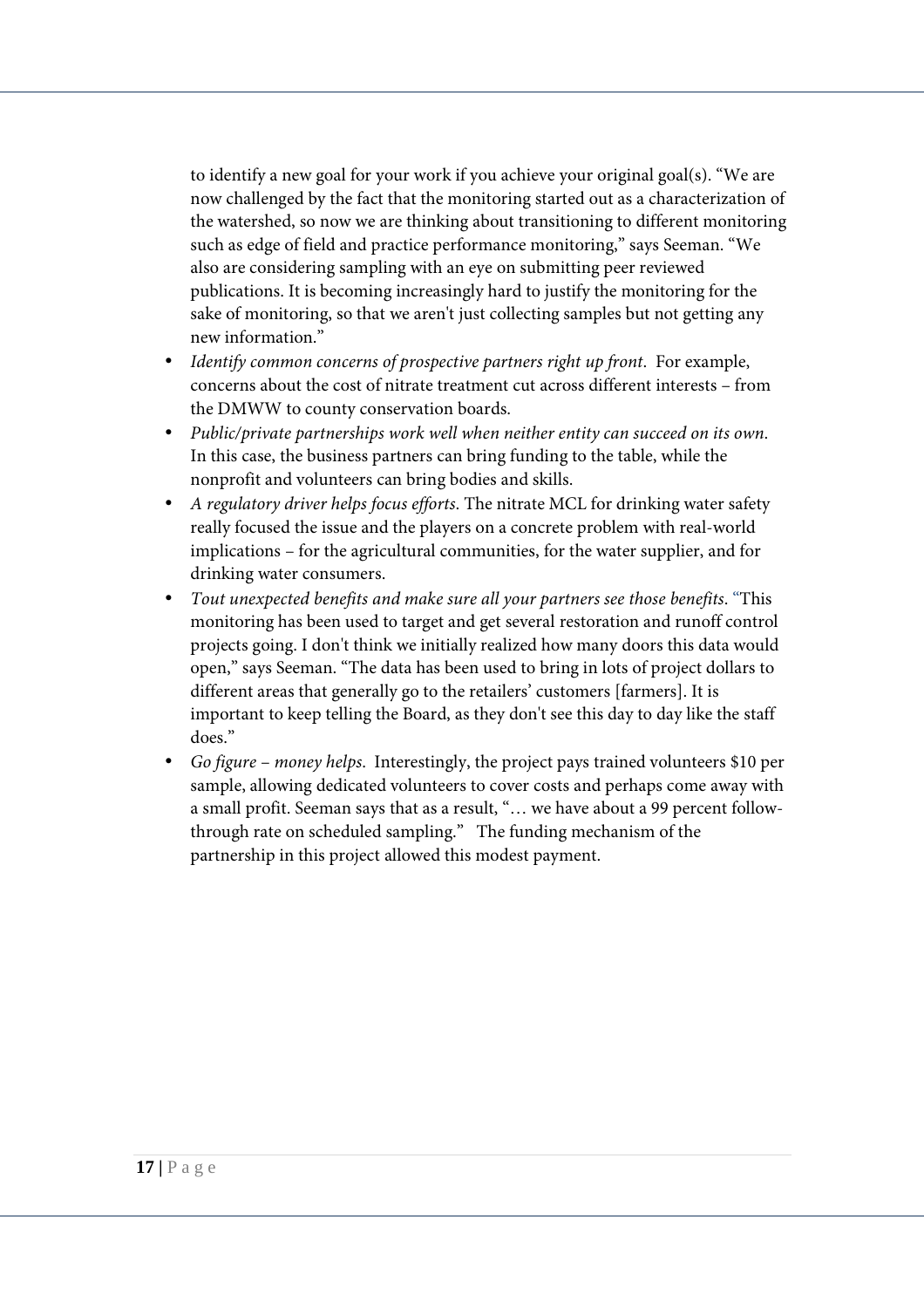to identify a new goal for your work if you achieve your original goal(s). "We are now challenged by the fact that the monitoring started out as a characterization of the watershed, so now we are thinking about transitioning to different monitoring such as edge of field and practice performance monitoring," says Seeman. "We also are considering sampling with an eye on submitting peer reviewed publications. It is becoming increasingly hard to justify the monitoring for the sake of monitoring, so that we aren't just collecting samples but not getting any new information."

- *Identify common concerns of prospective partners right up front.* For example, concerns about the cost of nitrate treatment cut across different interests – from the DMWW to county conservation boards.
- *Public/private partnerships work well when neither entity can succeed on its own.* In this case, the business partners can bring funding to the table, while the nonprofit and volunteers can bring bodies and skills.
- *A regulatory driver helps focus efforts.* The nitrate MCL for drinking water safety really focused the issue and the players on a concrete problem with real-world implications – for the agricultural communities, for the water supplier, and for drinking water consumers.
- *Tout unexpected benefits and make sure all your partners see those benefits.* "This monitoring has been used to target and get several restoration and runoff control projects going. I don't think we initially realized how many doors this data would open," says Seeman. "The data has been used to bring in lots of project dollars to different areas that generally go to the retailers' customers [farmers]. It is important to keep telling the Board, as they don't see this day to day like the staff does."
- *Go figure – money helps.* Interestingly, the project pays trained volunteers $10 per sample, allowing dedicated volunteers to cover costs and perhaps come away with a small profit. Seeman says that as a result, "… we have about a 99 percent follow-through rate on scheduled sampling." The funding mechanism of the partnership in this project allowed this modest payment.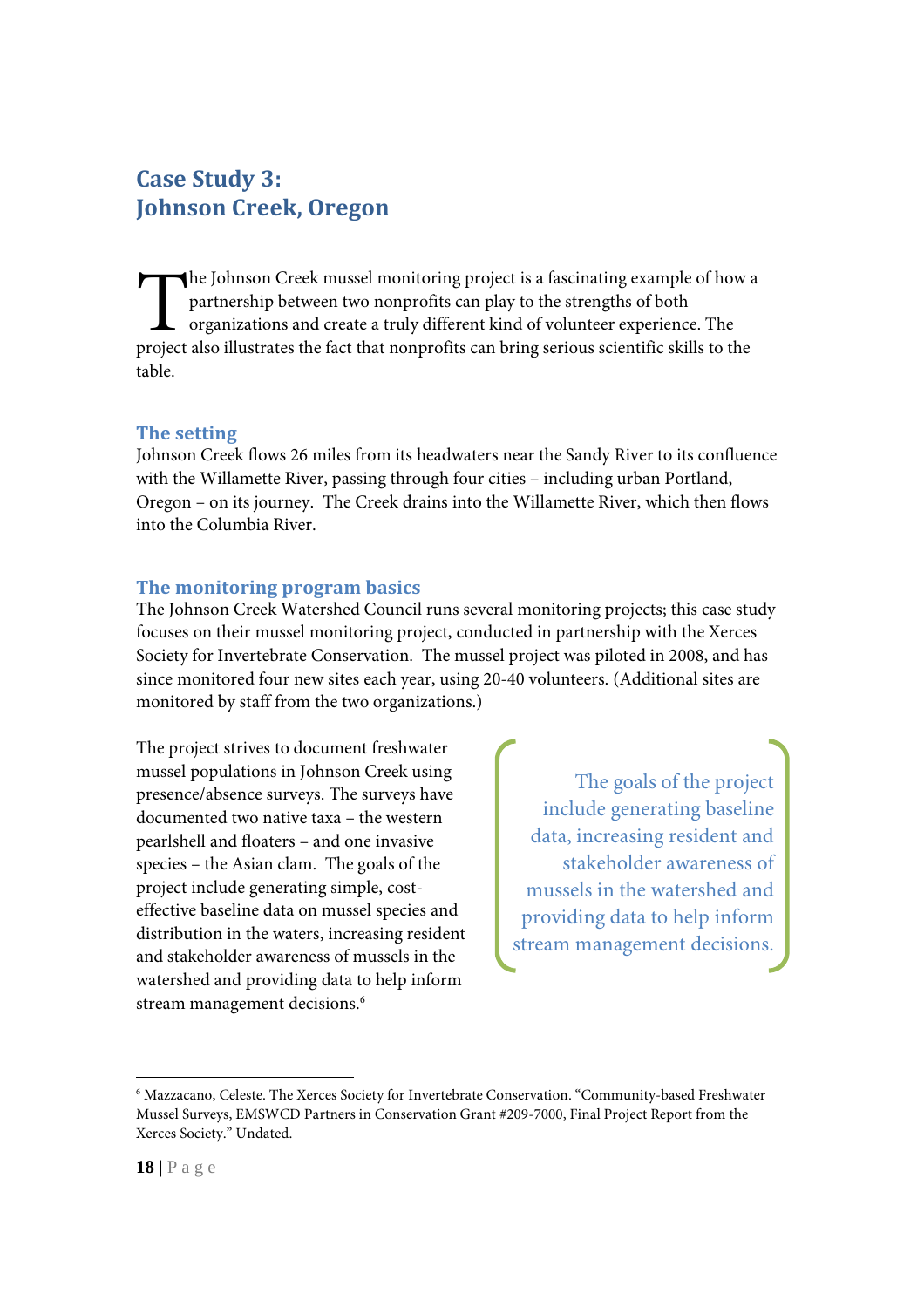# Case Study 3: Johnson Creek, Oregon

The Johnson Creek mussel monitoring project is a fascinating example of how a partnership between two nonprofits can play to the strengths of both organizations and create a truly different kind of volunteer experience. The project also illustrates the fact that nonprofits can bring serious scientific skills to the table.

## The setting

Johnson Creek flows 26 miles from its headwaters near the Sandy River to its confluence with the Willamette River, passing through four cities – including urban Portland, Oregon – on its journey. The Creek drains into the Willamette River, which then flows into the Columbia River.

## The monitoring program basics

The Johnson Creek Watershed Council runs several monitoring projects; this case study focuses on their mussel monitoring project, conducted in partnership with the Xerces Society for Invertebrate Conservation. The mussel project was piloted in 2008, and has since monitored four new sites each year, using 20-40 volunteers. (Additional sites are monitored by staff from the two organizations.)

The project strives to document freshwater mussel populations in Johnson Creek using presence/absence surveys. The surveys have documented two native taxa – the western pearlshell and floaters – and one invasive species – the Asian clam. The goals of the project include generating simple, cost-effective baseline data on mussel species and distribution in the waters, increasing resident and stakeholder awareness of mussels in the watershed and providing data to help inform stream management decisions.[6]

> The goals of the project include generating baseline data, increasing resident and stakeholder awareness of mussels in the watershed and providing data to help inform stream management decisions.

---

[6] Mazzacano, Celeste. The Xerces Society for Invertebrate Conservation. "Community-based Freshwater Mussel Surveys, EMSWCD Partners in Conservation Grant #209-7000, Final Project Report from the Xerces Society." Undated.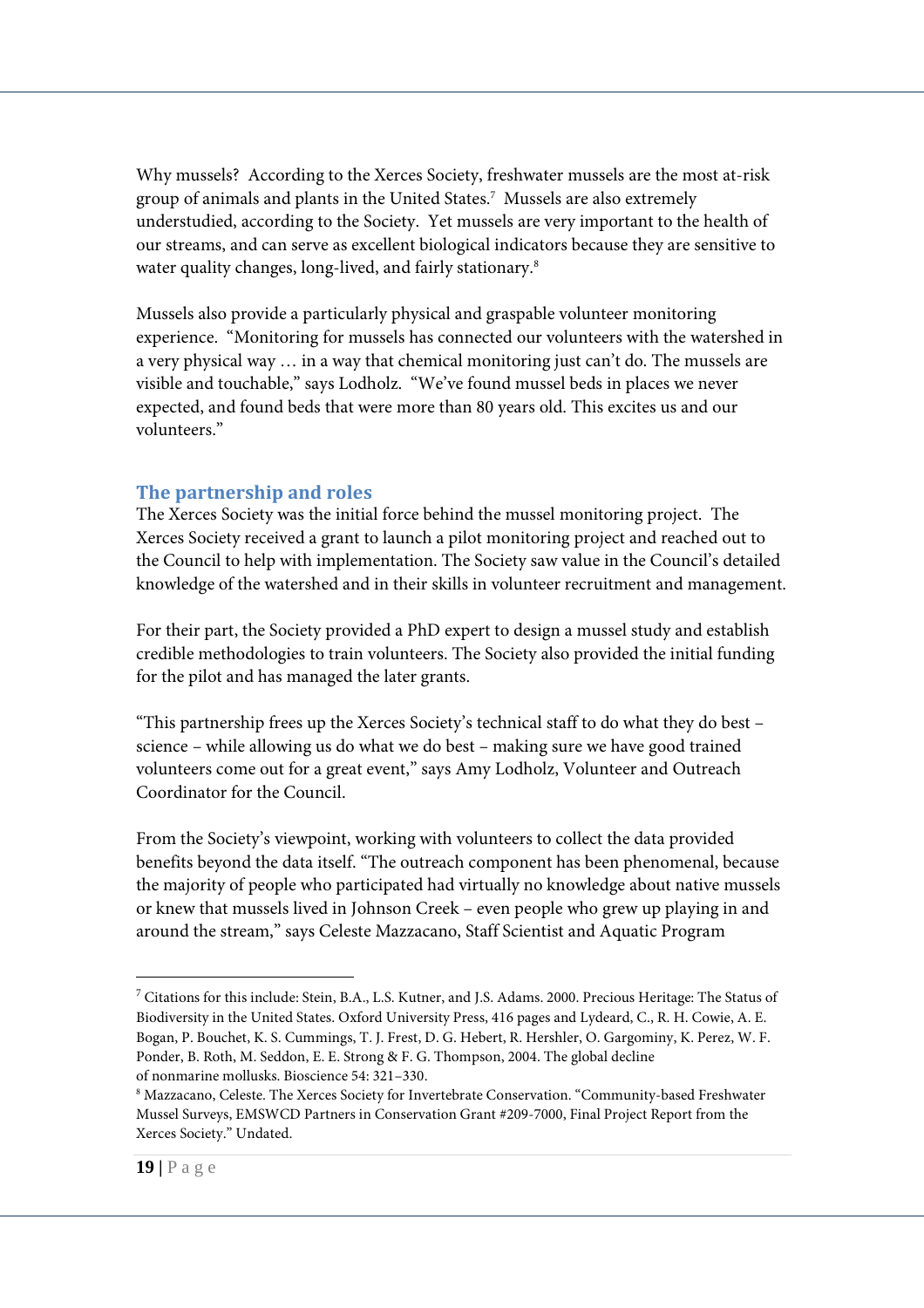Why mussels? According to the Xerces Society, freshwater mussels are the most at-risk group of animals and plants in the United States.[7] Mussels are also extremely understudied, according to the Society. Yet mussels are very important to the health of our streams, and can serve as excellent biological indicators because they are sensitive to water quality changes, long-lived, and fairly stationary.[8]

Mussels also provide a particularly physical and graspable volunteer monitoring experience. "Monitoring for mussels has connected our volunteers with the watershed in a very physical way … in a way that chemical monitoring just can't do. The mussels are visible and touchable," says Lodholz. "We've found mussel beds in places we never expected, and found beds that were more than 80 years old. This excites us and our volunteers."

## The partnership and roles

The Xerces Society was the initial force behind the mussel monitoring project. The Xerces Society received a grant to launch a pilot monitoring project and reached out to the Council to help with implementation. The Society saw value in the Council's detailed knowledge of the watershed and in their skills in volunteer recruitment and management.

For their part, the Society provided a PhD expert to design a mussel study and establish credible methodologies to train volunteers. The Society also provided the initial funding for the pilot and has managed the later grants.

"This partnership frees up the Xerces Society's technical staff to do what they do best – science – while allowing us do what we do best – making sure we have good trained volunteers come out for a great event," says Amy Lodholz, Volunteer and Outreach Coordinator for the Council.

From the Society's viewpoint, working with volunteers to collect the data provided benefits beyond the data itself. "The outreach component has been phenomenal, because the majority of people who participated had virtually no knowledge about native mussels or knew that mussels lived in Johnson Creek – even people who grew up playing in and around the stream," says Celeste Mazzacano, Staff Scientist and Aquatic Program

---

[7] Citations for this include: Stein, B.A., L.S. Kutner, and J.S. Adams. 2000. Precious Heritage: The Status of Biodiversity in the United States. Oxford University Press, 416 pages and Lydeard, C., R. H. Cowie, A. E. Bogan, P. Bouchet, K. S. Cummings, T. J. Frest, D. G. Hebert, R. Hershler, O. Gargominy, K. Perez, W. F. Ponder, B. Roth, M. Seddon, E. E. Strong & F. G. Thompson, 2004. The global decline of nonmarine mollusks. Bioscience 54: 321–330.

[8] Mazzacano, Celeste. The Xerces Society for Invertebrate Conservation. "Community-based Freshwater Mussel Surveys, EMSWCD Partners in Conservation Grant #209-7000, Final Project Report from the Xerces Society." Undated.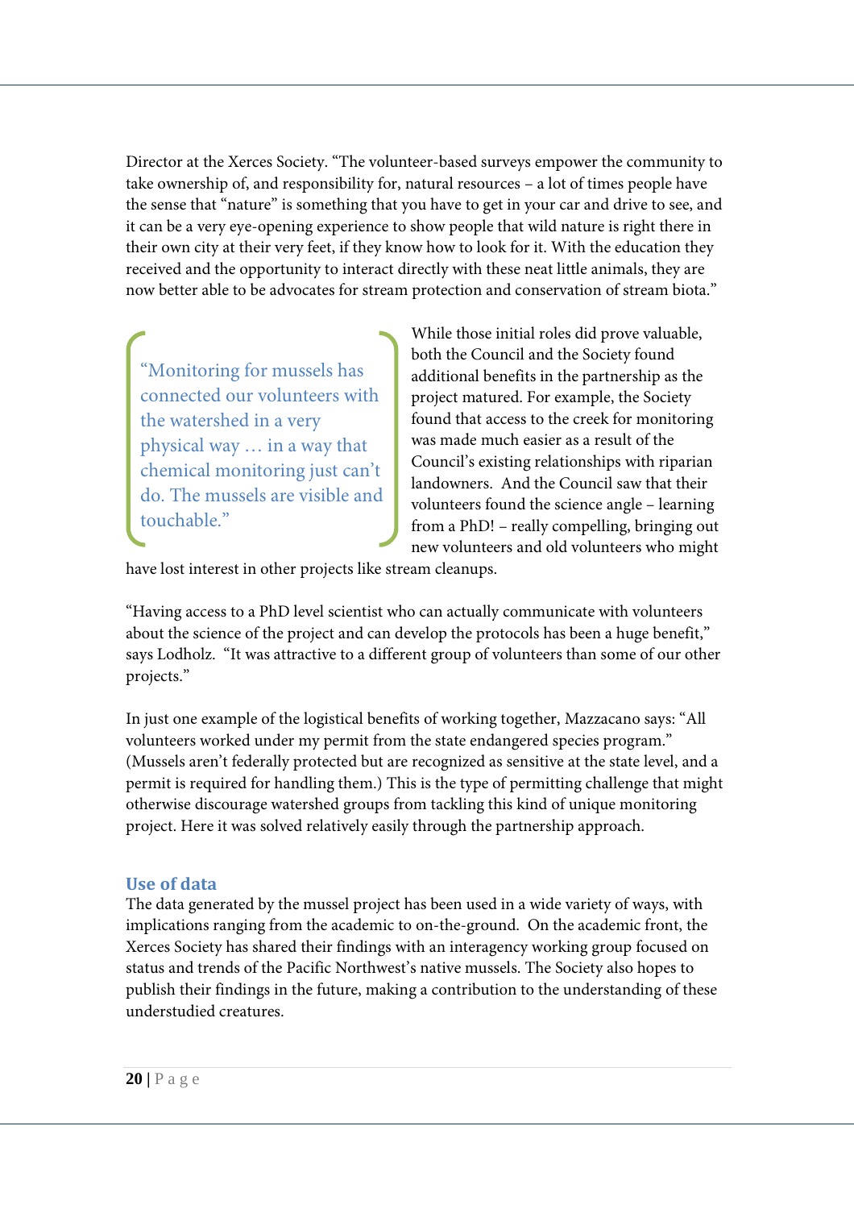Director at the Xerces Society. "The volunteer-based surveys empower the community to take ownership of, and responsibility for, natural resources – a lot of times people have the sense that "nature" is something that you have to get in your car and drive to see, and it can be a very eye-opening experience to show people that wild nature is right there in their own city at their very feet, if they know how to look for it. With the education they received and the opportunity to interact directly with these neat little animals, they are now better able to be advocates for stream protection and conservation of stream biota."

> "Monitoring for mussels has connected our volunteers with the watershed in a very physical way … in a way that chemical monitoring just can't do. The mussels are visible and touchable."

While those initial roles did prove valuable, both the Council and the Society found additional benefits in the partnership as the project matured. For example, the Society found that access to the creek for monitoring was made much easier as a result of the Council's existing relationships with riparian landowners. And the Council saw that their volunteers found the science angle – learning from a PhD! – really compelling, bringing out new volunteers and old volunteers who might have lost interest in other projects like stream cleanups.

"Having access to a PhD level scientist who can actually communicate with volunteers about the science of the project and can develop the protocols has been a huge benefit," says Lodholz. "It was attractive to a different group of volunteers than some of our other projects."

In just one example of the logistical benefits of working together, Mazzacano says: "All volunteers worked under my permit from the state endangered species program." (Mussels aren't federally protected but are recognized as sensitive at the state level, and a permit is required for handling them.) This is the type of permitting challenge that might otherwise discourage watershed groups from tackling this kind of unique monitoring project. Here it was solved relatively easily through the partnership approach.

## Use of data

The data generated by the mussel project has been used in a wide variety of ways, with implications ranging from the academic to on-the-ground. On the academic front, the Xerces Society has shared their findings with an interagency working group focused on status and trends of the Pacific Northwest's native mussels. The Society also hopes to publish their findings in the future, making a contribution to the understanding of these understudied creatures.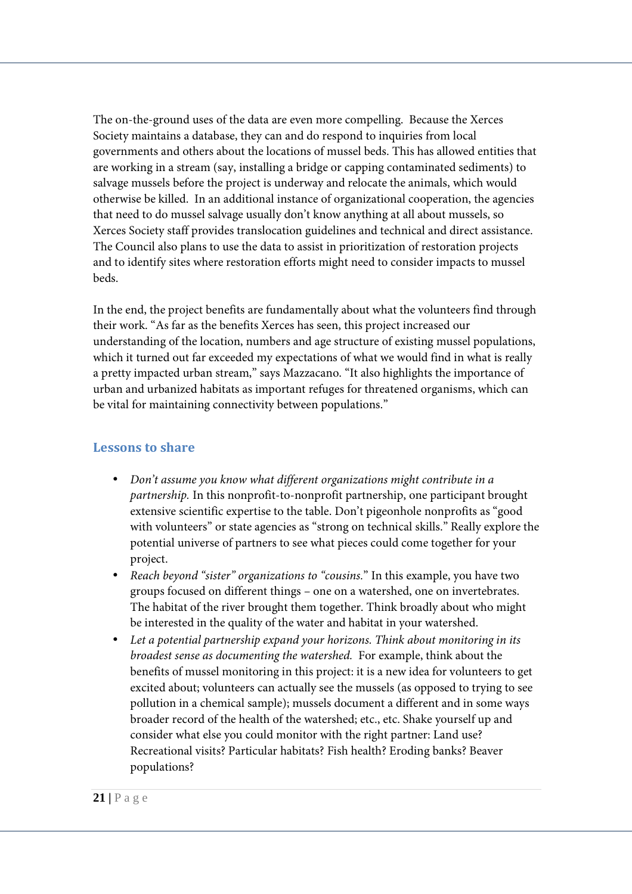The on-the-ground uses of the data are even more compelling. Because the Xerces Society maintains a database, they can and do respond to inquiries from local governments and others about the locations of mussel beds. This has allowed entities that are working in a stream (say, installing a bridge or capping contaminated sediments) to salvage mussels before the project is underway and relocate the animals, which would otherwise be killed. In an additional instance of organizational cooperation, the agencies that need to do mussel salvage usually don't know anything at all about mussels, so Xerces Society staff provides translocation guidelines and technical and direct assistance. The Council also plans to use the data to assist in prioritization of restoration projects and to identify sites where restoration efforts might need to consider impacts to mussel beds.

In the end, the project benefits are fundamentally about what the volunteers find through their work. "As far as the benefits Xerces has seen, this project increased our understanding of the location, numbers and age structure of existing mussel populations, which it turned out far exceeded my expectations of what we would find in what is really a pretty impacted urban stream," says Mazzacano. "It also highlights the importance of urban and urbanized habitats as important refuges for threatened organisms, which can be vital for maintaining connectivity between populations."

## Lessons to share

- *Don't assume you know what different organizations might contribute in a partnership.* In this nonprofit-to-nonprofit partnership, one participant brought extensive scientific expertise to the table. Don't pigeonhole nonprofits as "good with volunteers" or state agencies as "strong on technical skills." Really explore the potential universe of partners to see what pieces could come together for your project.
- *Reach beyond "sister" organizations to "cousins."* In this example, you have two groups focused on different things – one on a watershed, one on invertebrates. The habitat of the river brought them together. Think broadly about who might be interested in the quality of the water and habitat in your watershed.
- *Let a potential partnership expand your horizons. Think about monitoring in its broadest sense as documenting the watershed.* For example, think about the benefits of mussel monitoring in this project: it is a new idea for volunteers to get excited about; volunteers can actually see the mussels (as opposed to trying to see pollution in a chemical sample); mussels document a different and in some ways broader record of the health of the watershed; etc., etc. Shake yourself up and consider what else you could monitor with the right partner: Land use? Recreational visits? Particular habitats? Fish health? Eroding banks? Beaver populations?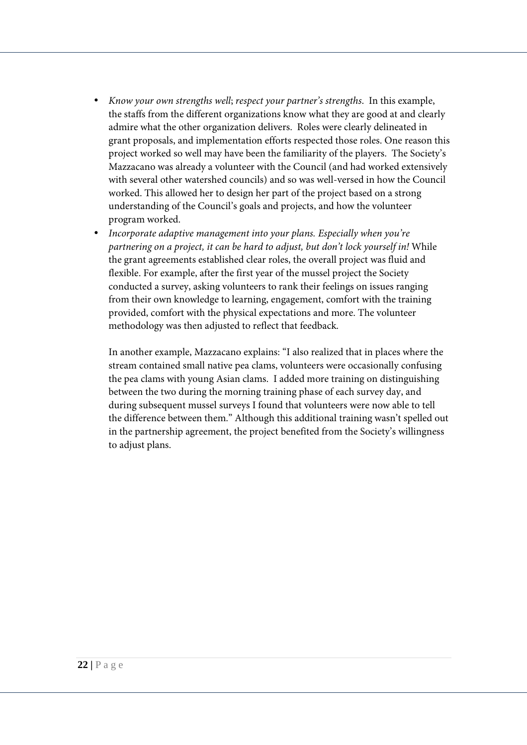- *Know your own strengths well*; *respect your partner's strengths.* In this example, the staffs from the different organizations know what they are good at and clearly admire what the other organization delivers. Roles were clearly delineated in grant proposals, and implementation efforts respected those roles. One reason this project worked so well may have been the familiarity of the players. The Society's Mazzacano was already a volunteer with the Council (and had worked extensively with several other watershed councils) and so was well-versed in how the Council worked. This allowed her to design her part of the project based on a strong understanding of the Council's goals and projects, and how the volunteer program worked.
- *Incorporate adaptive management into your plans. Especially when you're partnering on a project, it can be hard to adjust, but don't lock yourself in!* While the grant agreements established clear roles, the overall project was fluid and flexible. For example, after the first year of the mussel project the Society conducted a survey, asking volunteers to rank their feelings on issues ranging from their own knowledge to learning, engagement, comfort with the training provided, comfort with the physical expectations and more. The volunteer methodology was then adjusted to reflect that feedback.

  In another example, Mazzacano explains: "I also realized that in places where the stream contained small native pea clams, volunteers were occasionally confusing the pea clams with young Asian clams. I added more training on distinguishing between the two during the morning training phase of each survey day, and during subsequent mussel surveys I found that volunteers were now able to tell the difference between them." Although this additional training wasn't spelled out in the partnership agreement, the project benefited from the Society's willingness to adjust plans.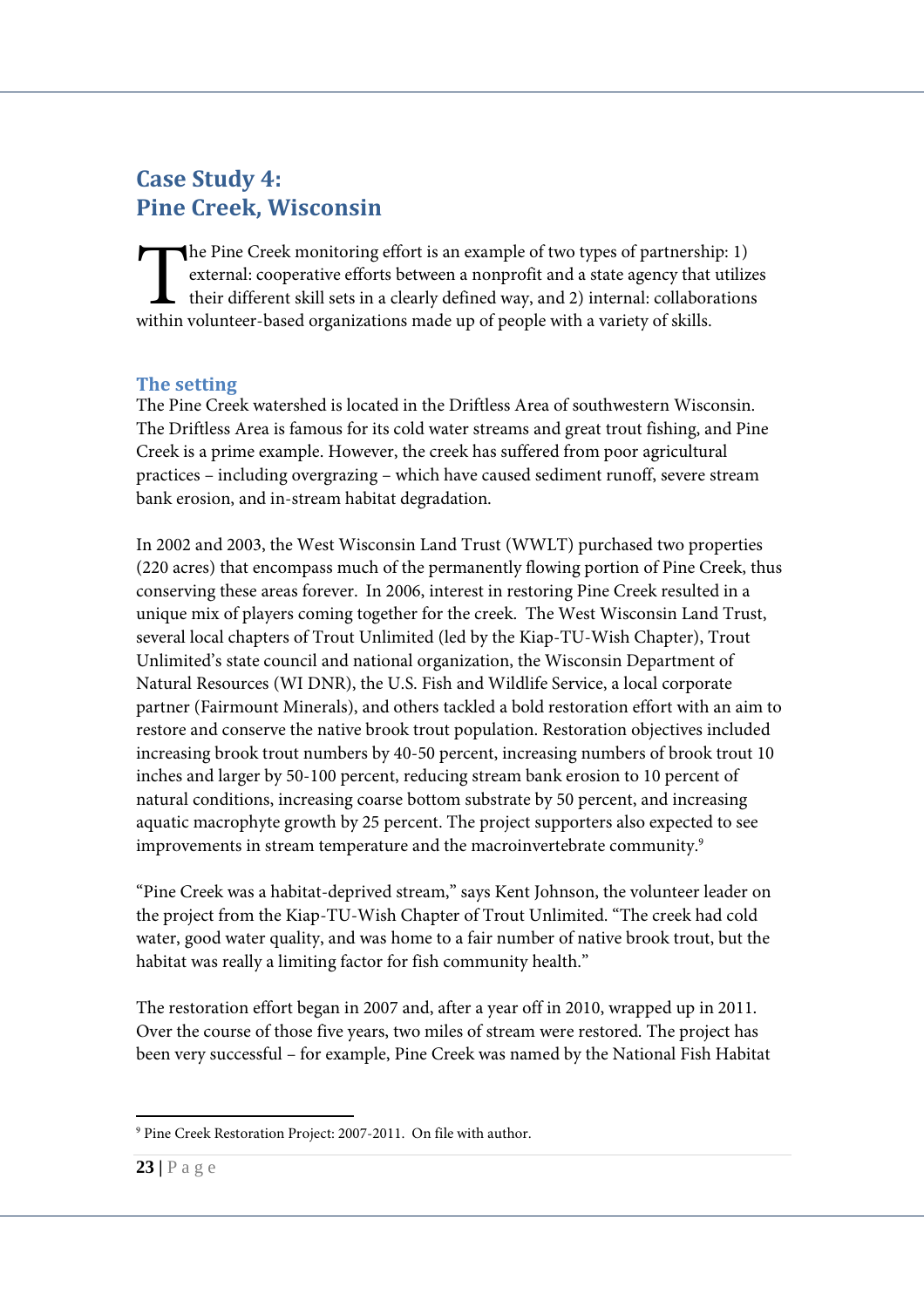## Case Study 4: Pine Creek, Wisconsin

The Pine Creek monitoring effort is an example of two types of partnership: 1) external: cooperative efforts between a nonprofit and a state agency that utilizes their different skill sets in a clearly defined way, and 2) internal: collaborations within volunteer-based organizations made up of people with a variety of skills.

### The setting

The Pine Creek watershed is located in the Driftless Area of southwestern Wisconsin. The Driftless Area is famous for its cold water streams and great trout fishing, and Pine Creek is a prime example. However, the creek has suffered from poor agricultural practices – including overgrazing – which have caused sediment runoff, severe stream bank erosion, and in-stream habitat degradation.

In 2002 and 2003, the West Wisconsin Land Trust (WWLT) purchased two properties (220 acres) that encompass much of the permanently flowing portion of Pine Creek, thus conserving these areas forever. In 2006, interest in restoring Pine Creek resulted in a unique mix of players coming together for the creek. The West Wisconsin Land Trust, several local chapters of Trout Unlimited (led by the Kiap-TU-Wish Chapter), Trout Unlimited's state council and national organization, the Wisconsin Department of Natural Resources (WI DNR), the U.S. Fish and Wildlife Service, a local corporate partner (Fairmount Minerals), and others tackled a bold restoration effort with an aim to restore and conserve the native brook trout population. Restoration objectives included increasing brook trout numbers by 40-50 percent, increasing numbers of brook trout 10 inches and larger by 50-100 percent, reducing stream bank erosion to 10 percent of natural conditions, increasing coarse bottom substrate by 50 percent, and increasing aquatic macrophyte growth by 25 percent. The project supporters also expected to see improvements in stream temperature and the macroinvertebrate community.[9]

"Pine Creek was a habitat-deprived stream," says Kent Johnson, the volunteer leader on the project from the Kiap-TU-Wish Chapter of Trout Unlimited. "The creek had cold water, good water quality, and was home to a fair number of native brook trout, but the habitat was really a limiting factor for fish community health."

The restoration effort began in 2007 and, after a year off in 2010, wrapped up in 2011. Over the course of those five years, two miles of stream were restored. The project has been very successful – for example, Pine Creek was named by the National Fish Habitat

[9] Pine Creek Restoration Project: 2007-2011. On file with author.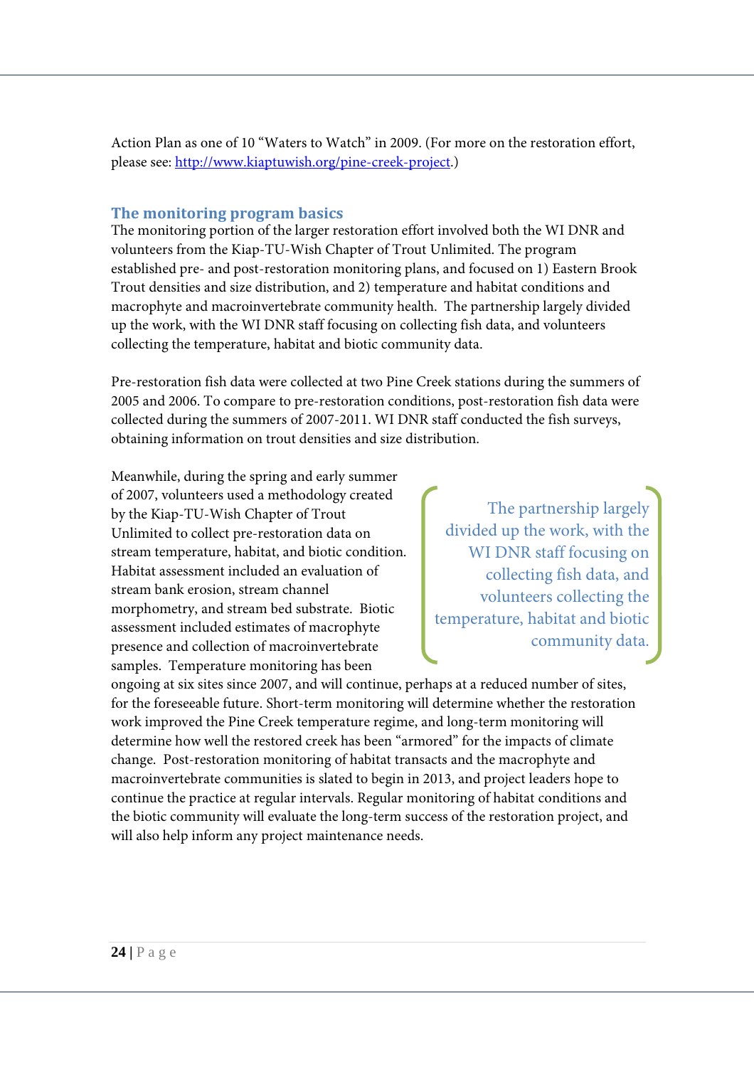Action Plan as one of 10 "Waters to Watch" in 2009. (For more on the restoration effort, please see: [http://www.kiaptuwish.org/pine-creek-project](http://www.kiaptuwish.org/pine-creek-project).)

## The monitoring program basics

The monitoring portion of the larger restoration effort involved both the WI DNR and volunteers from the Kiap-TU-Wish Chapter of Trout Unlimited. The program established pre- and post-restoration monitoring plans, and focused on 1) Eastern Brook Trout densities and size distribution, and 2) temperature and habitat conditions and macrophyte and macroinvertebrate community health. The partnership largely divided up the work, with the WI DNR staff focusing on collecting fish data, and volunteers collecting the temperature, habitat and biotic community data.

Pre-restoration fish data were collected at two Pine Creek stations during the summers of 2005 and 2006. To compare to pre-restoration conditions, post-restoration fish data were collected during the summers of 2007-2011. WI DNR staff conducted the fish surveys, obtaining information on trout densities and size distribution.

> The partnership largely divided up the work, with the WI DNR staff focusing on collecting fish data, and volunteers collecting the temperature, habitat and biotic community data.

Meanwhile, during the spring and early summer of 2007, volunteers used a methodology created by the Kiap-TU-Wish Chapter of Trout Unlimited to collect pre-restoration data on stream temperature, habitat, and biotic condition. Habitat assessment included an evaluation of stream bank erosion, stream channel morphometry, and stream bed substrate. Biotic assessment included estimates of macrophyte presence and collection of macroinvertebrate samples. Temperature monitoring has been ongoing at six sites since 2007, and will continue, perhaps at a reduced number of sites, for the foreseeable future. Short-term monitoring will determine whether the restoration work improved the Pine Creek temperature regime, and long-term monitoring will determine how well the restored creek has been "armored" for the impacts of climate change. Post-restoration monitoring of habitat transacts and the macrophyte and macroinvertebrate communities is slated to begin in 2013, and project leaders hope to continue the practice at regular intervals. Regular monitoring of habitat conditions and the biotic community will evaluate the long-term success of the restoration project, and will also help inform any project maintenance needs.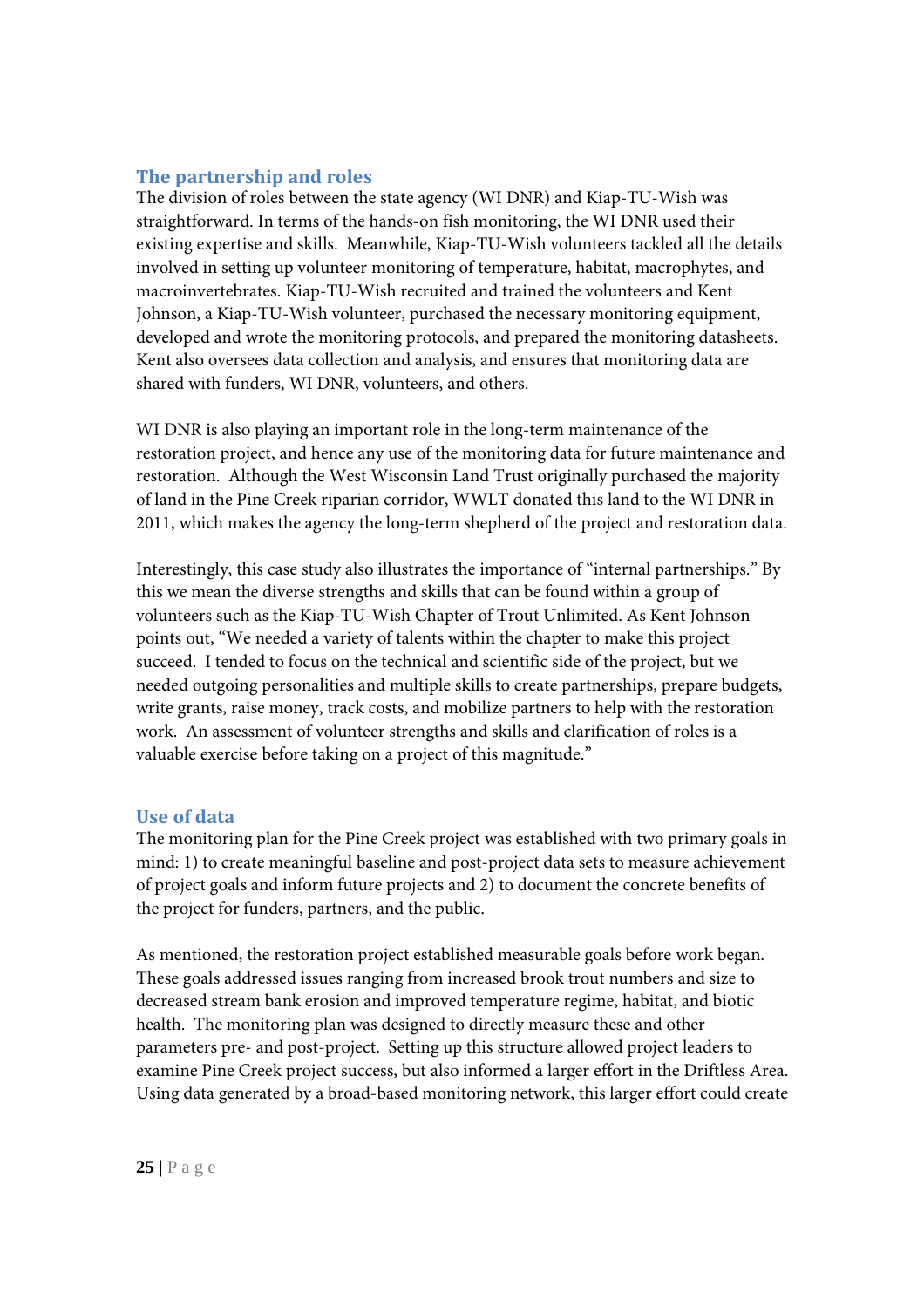## The partnership and roles

The division of roles between the state agency (WI DNR) and Kiap-TU-Wish was straightforward. In terms of the hands-on fish monitoring, the WI DNR used their existing expertise and skills. Meanwhile, Kiap-TU-Wish volunteers tackled all the details involved in setting up volunteer monitoring of temperature, habitat, macrophytes, and macroinvertebrates. Kiap-TU-Wish recruited and trained the volunteers and Kent Johnson, a Kiap-TU-Wish volunteer, purchased the necessary monitoring equipment, developed and wrote the monitoring protocols, and prepared the monitoring datasheets. Kent also oversees data collection and analysis, and ensures that monitoring data are shared with funders, WI DNR, volunteers, and others.

WI DNR is also playing an important role in the long-term maintenance of the restoration project, and hence any use of the monitoring data for future maintenance and restoration. Although the West Wisconsin Land Trust originally purchased the majority of land in the Pine Creek riparian corridor, WWLT donated this land to the WI DNR in 2011, which makes the agency the long-term shepherd of the project and restoration data.

Interestingly, this case study also illustrates the importance of "internal partnerships." By this we mean the diverse strengths and skills that can be found within a group of volunteers such as the Kiap-TU-Wish Chapter of Trout Unlimited. As Kent Johnson points out, "We needed a variety of talents within the chapter to make this project succeed. I tended to focus on the technical and scientific side of the project, but we needed outgoing personalities and multiple skills to create partnerships, prepare budgets, write grants, raise money, track costs, and mobilize partners to help with the restoration work. An assessment of volunteer strengths and skills and clarification of roles is a valuable exercise before taking on a project of this magnitude."

## Use of data

The monitoring plan for the Pine Creek project was established with two primary goals in mind: 1) to create meaningful baseline and post-project data sets to measure achievement of project goals and inform future projects and 2) to document the concrete benefits of the project for funders, partners, and the public.

As mentioned, the restoration project established measurable goals before work began. These goals addressed issues ranging from increased brook trout numbers and size to decreased stream bank erosion and improved temperature regime, habitat, and biotic health. The monitoring plan was designed to directly measure these and other parameters pre- and post-project. Setting up this structure allowed project leaders to examine Pine Creek project success, but also informed a larger effort in the Driftless Area. Using data generated by a broad-based monitoring network, this larger effort could create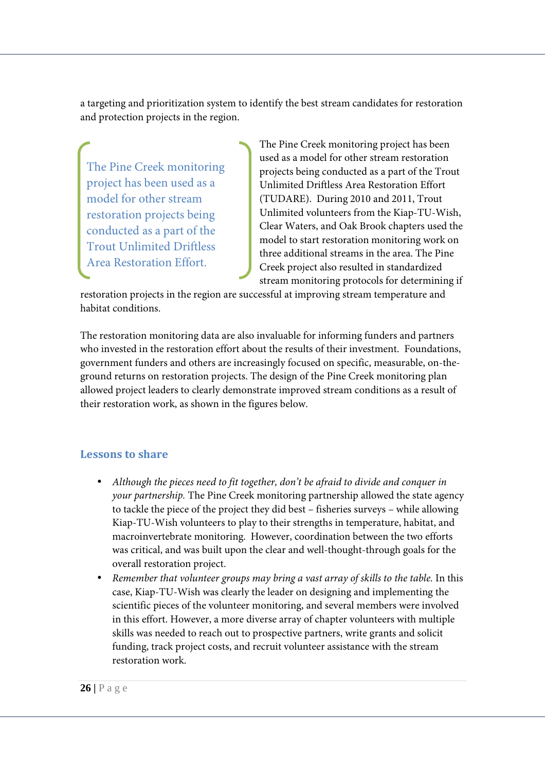a targeting and prioritization system to identify the best stream candidates for restoration and protection projects in the region.

> The Pine Creek monitoring project has been used as a model for other stream restoration projects being conducted as a part of the Trout Unlimited Driftless Area Restoration Effort.

The Pine Creek monitoring project has been used as a model for other stream restoration projects being conducted as a part of the Trout Unlimited Driftless Area Restoration Effort (TUDARE). During 2010 and 2011, Trout Unlimited volunteers from the Kiap-TU-Wish, Clear Waters, and Oak Brook chapters used the model to start restoration monitoring work on three additional streams in the area. The Pine Creek project also resulted in standardized stream monitoring protocols for determining if restoration projects in the region are successful at improving stream temperature and habitat conditions.

The restoration monitoring data are also invaluable for informing funders and partners who invested in the restoration effort about the results of their investment. Foundations, government funders and others are increasingly focused on specific, measurable, on-the-ground returns on restoration projects. The design of the Pine Creek monitoring plan allowed project leaders to clearly demonstrate improved stream conditions as a result of their restoration work, as shown in the figures below.

## Lessons to share

- *Although the pieces need to fit together, don't be afraid to divide and conquer in your partnership.* The Pine Creek monitoring partnership allowed the state agency to tackle the piece of the project they did best – fisheries surveys – while allowing Kiap-TU-Wish volunteers to play to their strengths in temperature, habitat, and macroinvertebrate monitoring. However, coordination between the two efforts was critical, and was built upon the clear and well-thought-through goals for the overall restoration project.
- *Remember that volunteer groups may bring a vast array of skills to the table.* In this case, Kiap-TU-Wish was clearly the leader on designing and implementing the scientific pieces of the volunteer monitoring, and several members were involved in this effort. However, a more diverse array of chapter volunteers with multiple skills was needed to reach out to prospective partners, write grants and solicit funding, track project costs, and recruit volunteer assistance with the stream restoration work.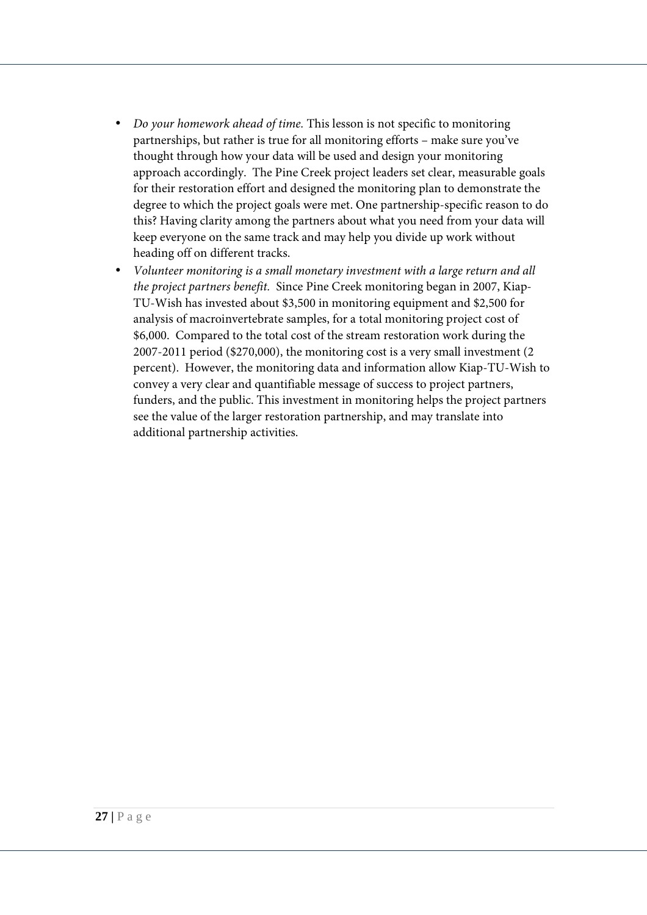- *Do your homework ahead of time.* This lesson is not specific to monitoring partnerships, but rather is true for all monitoring efforts – make sure you've thought through how your data will be used and design your monitoring approach accordingly. The Pine Creek project leaders set clear, measurable goals for their restoration effort and designed the monitoring plan to demonstrate the degree to which the project goals were met. One partnership-specific reason to do this? Having clarity among the partners about what you need from your data will keep everyone on the same track and may help you divide up work without heading off on different tracks.
- *Volunteer monitoring is a small monetary investment with a large return and all the project partners benefit.* Since Pine Creek monitoring began in 2007, Kiap-TU-Wish has invested about $3,500 in monitoring equipment and $2,500 for analysis of macroinvertebrate samples, for a total monitoring project cost of $6,000. Compared to the total cost of the stream restoration work during the 2007-2011 period ($270,000), the monitoring cost is a very small investment (2 percent). However, the monitoring data and information allow Kiap-TU-Wish to convey a very clear and quantifiable message of success to project partners, funders, and the public. This investment in monitoring helps the project partners see the value of the larger restoration partnership, and may translate into additional partnership activities.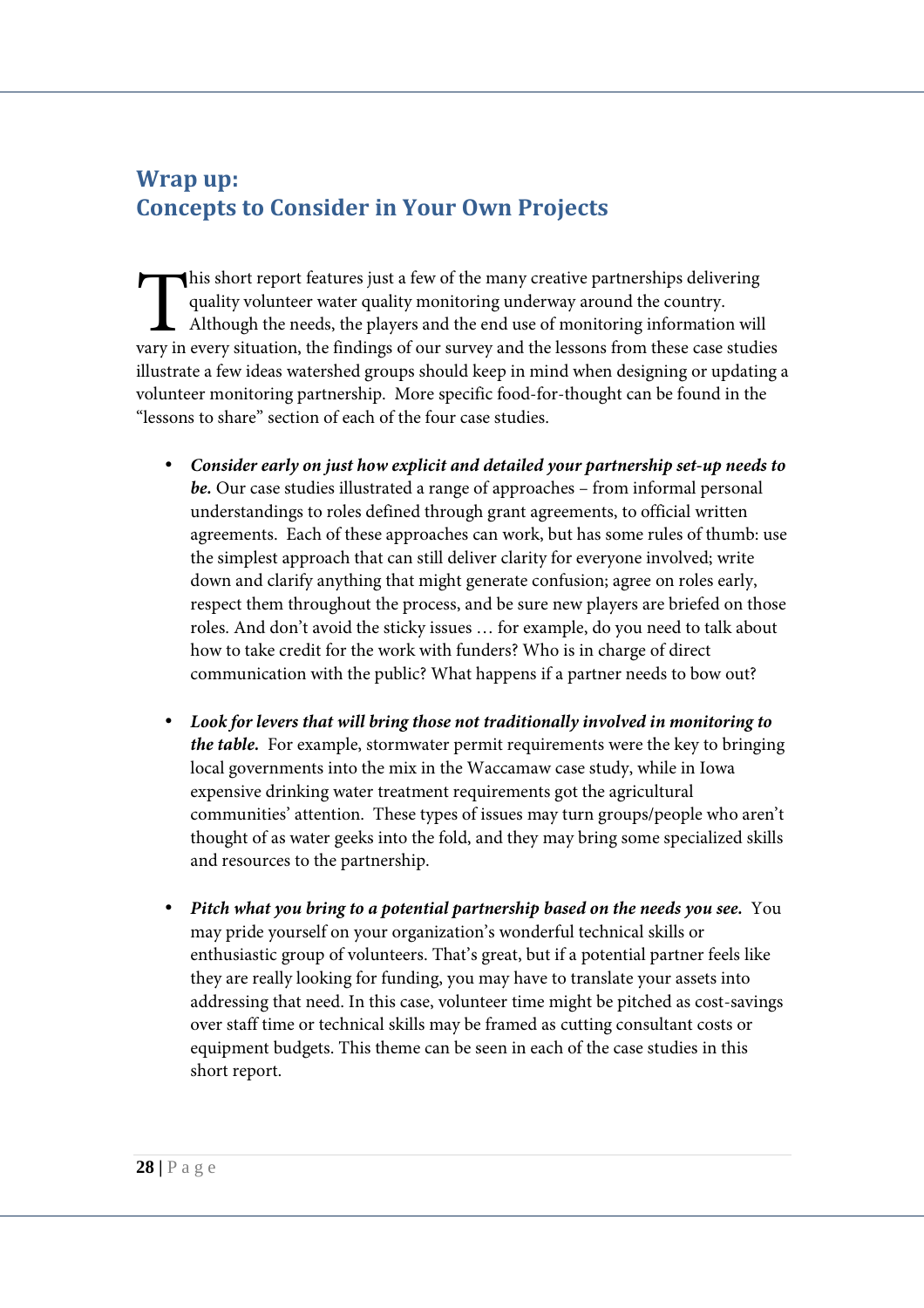## Wrap up:
## Concepts to Consider in Your Own Projects

This short report features just a few of the many creative partnerships delivering quality volunteer water quality monitoring underway around the country. Although the needs, the players and the end use of monitoring information will vary in every situation, the findings of our survey and the lessons from these case studies illustrate a few ideas watershed groups should keep in mind when designing or updating a volunteer monitoring partnership. More specific food-for-thought can be found in the "lessons to share" section of each of the four case studies.

- ***Consider early on just how explicit and detailed your partnership set-up needs to be.*** Our case studies illustrated a range of approaches – from informal personal understandings to roles defined through grant agreements, to official written agreements. Each of these approaches can work, but has some rules of thumb: use the simplest approach that can still deliver clarity for everyone involved; write down and clarify anything that might generate confusion; agree on roles early, respect them throughout the process, and be sure new players are briefed on those roles. And don't avoid the sticky issues … for example, do you need to talk about how to take credit for the work with funders? Who is in charge of direct communication with the public? What happens if a partner needs to bow out?

- ***Look for levers that will bring those not traditionally involved in monitoring to the table.*** For example, stormwater permit requirements were the key to bringing local governments into the mix in the Waccamaw case study, while in Iowa expensive drinking water treatment requirements got the agricultural communities' attention. These types of issues may turn groups/people who aren't thought of as water geeks into the fold, and they may bring some specialized skills and resources to the partnership.

- ***Pitch what you bring to a potential partnership based on the needs you see.*** You may pride yourself on your organization's wonderful technical skills or enthusiastic group of volunteers. That's great, but if a potential partner feels like they are really looking for funding, you may have to translate your assets into addressing that need. In this case, volunteer time might be pitched as cost-savings over staff time or technical skills may be framed as cutting consultant costs or equipment budgets. This theme can be seen in each of the case studies in this short report.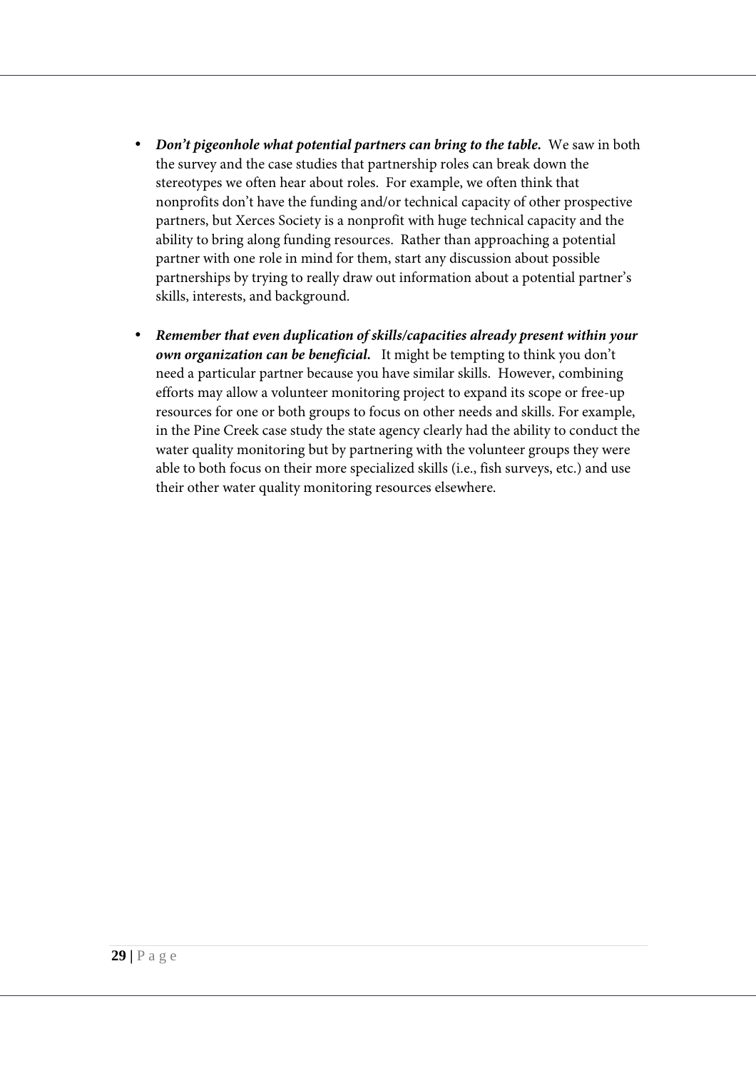- ***Don't pigeonhole what potential partners can bring to the table.*** We saw in both the survey and the case studies that partnership roles can break down the stereotypes we often hear about roles. For example, we often think that nonprofits don't have the funding and/or technical capacity of other prospective partners, but Xerces Society is a nonprofit with huge technical capacity and the ability to bring along funding resources. Rather than approaching a potential partner with one role in mind for them, start any discussion about possible partnerships by trying to really draw out information about a potential partner's skills, interests, and background.

- ***Remember that even duplication of skills/capacities already present within your own organization can be beneficial.*** It might be tempting to think you don't need a particular partner because you have similar skills. However, combining efforts may allow a volunteer monitoring project to expand its scope or free-up resources for one or both groups to focus on other needs and skills. For example, in the Pine Creek case study the state agency clearly had the ability to conduct the water quality monitoring but by partnering with the volunteer groups they were able to both focus on their more specialized skills (i.e., fish surveys, etc.) and use their other water quality monitoring resources elsewhere.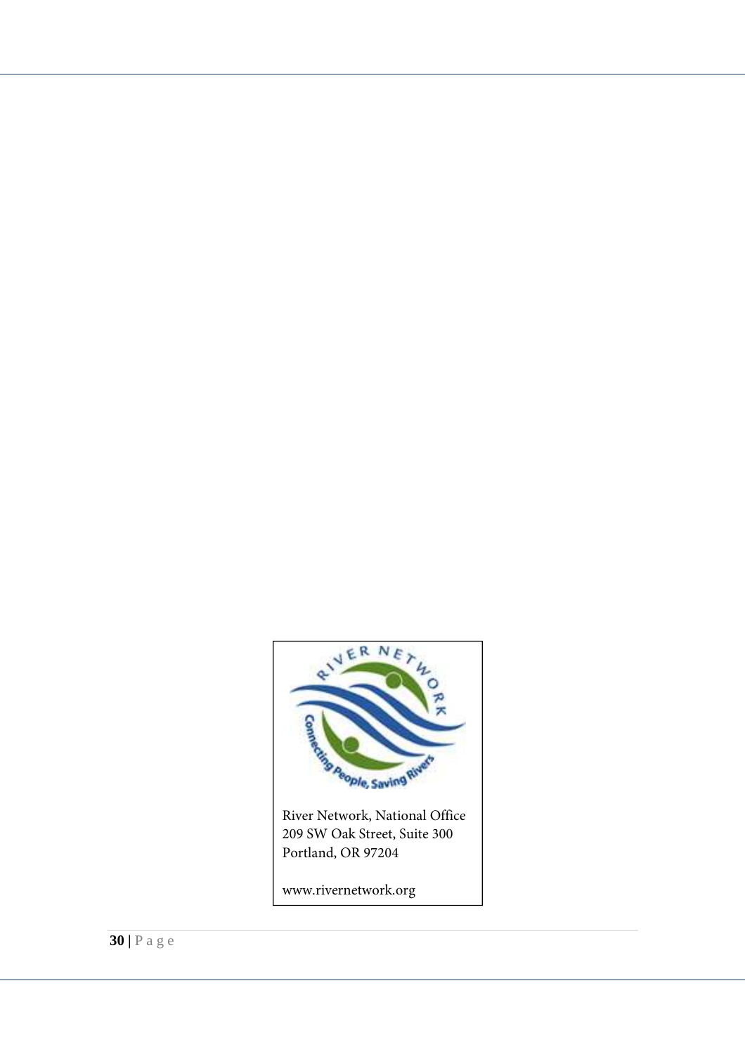River Network, National Office
209 SW Oak Street, Suite 300
Portland, OR 97204

www.rivernetwork.org